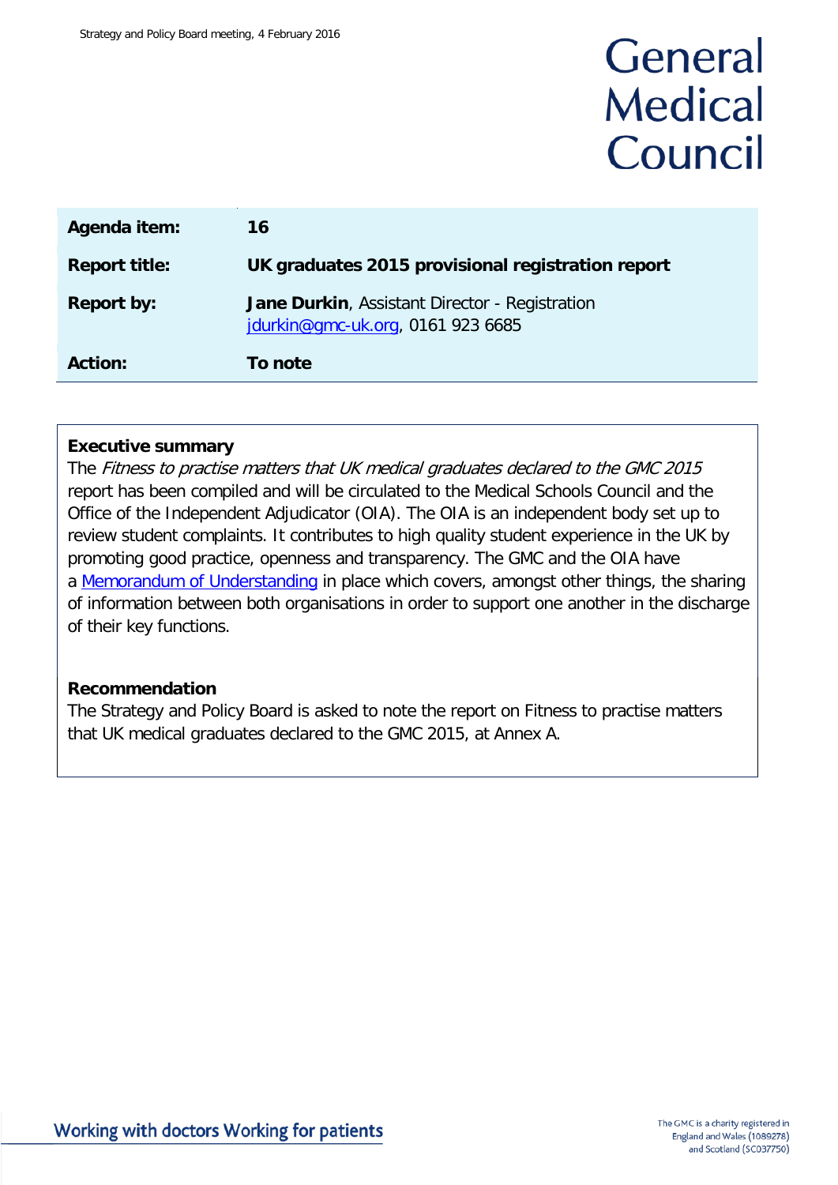Strategy and Policy Board meeting, 4 February 2016

# General Medical Council

| | |
|---|---|
| **Agenda item:** | **16** |
| **Report title:** | **UK graduates 2015 provisional registration report** |
| **Report by:** | **Jane Durkin**, Assistant Director - Registration<br>jdurkin@gmc-uk.org, 0161 923 6685 |
| **Action:** | **To note** |

**Executive summary**

The *Fitness to practise matters that UK medical graduates declared to the GMC 2015* report has been compiled and will be circulated to the Medical Schools Council and the Office of the Independent Adjudicator (OIA). The OIA is an independent body set up to review student complaints. It contributes to high quality student experience in the UK by promoting good practice, openness and transparency. The GMC and the OIA have a Memorandum of Understanding in place which covers, amongst other things, the sharing of information between both organisations in order to support one another in the discharge of their key functions.

**Recommendation**

The Strategy and Policy Board is asked to note the report on Fitness to practise matters that UK medical graduates declared to the GMC 2015, at Annex A.

Working with doctors Working for patients

The GMC is a charity registered in England and Wales (1089278) and Scotland (SC037750)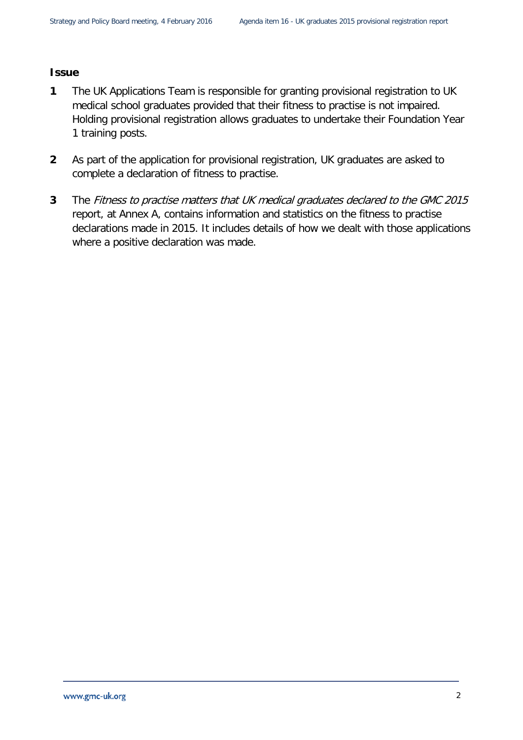**Issue**

1 The UK Applications Team is responsible for granting provisional registration to UK medical school graduates provided that their fitness to practise is not impaired. Holding provisional registration allows graduates to undertake their Foundation Year 1 training posts.

2 As part of the application for provisional registration, UK graduates are asked to complete a declaration of fitness to practise.

3 The *Fitness to practise matters that UK medical graduates declared to the GMC 2015* report, at Annex A, contains information and statistics on the fitness to practise declarations made in 2015. It includes details of how we dealt with those applications where a positive declaration was made.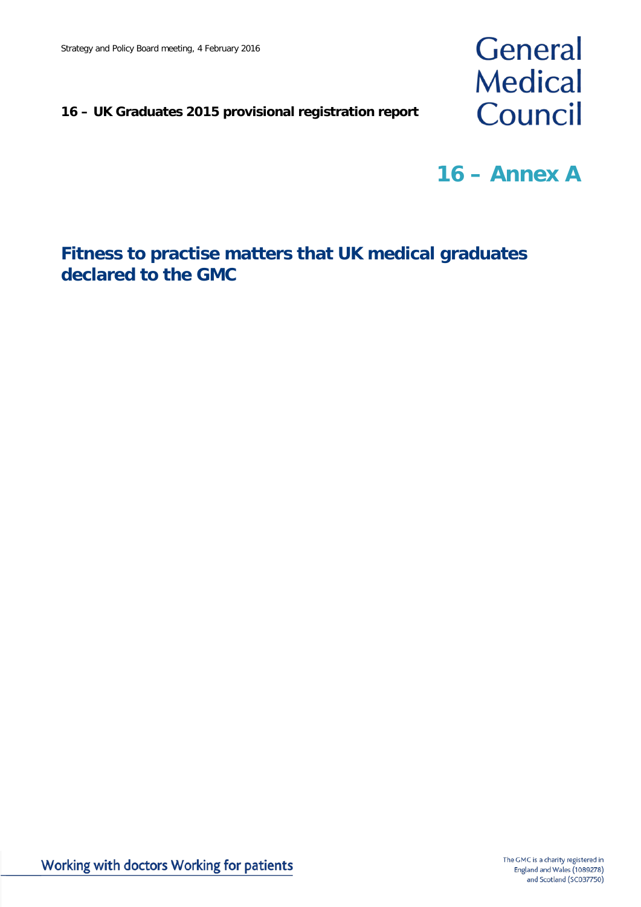**16 – UK Graduates 2015 provisional registration report**

# 16 – Annex A

## Fitness to practise matters that UK medical graduates declared to the GMC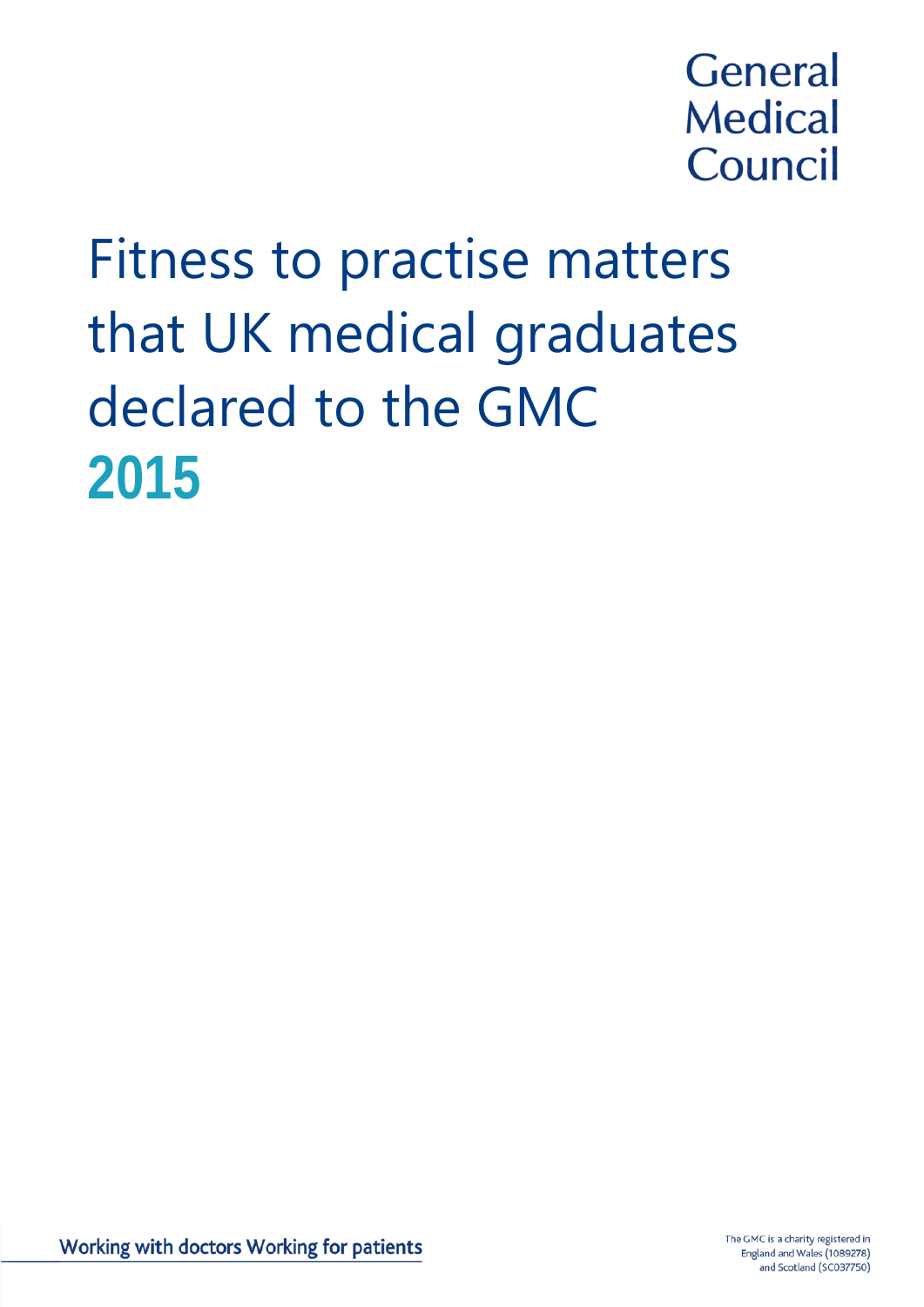General Medical Council

# Fitness to practise matters that UK medical graduates declared to the GMC

## 2015

Working with doctors Working for patients

The GMC is a charity registered in England and Wales (1089278) and Scotland (SC037750)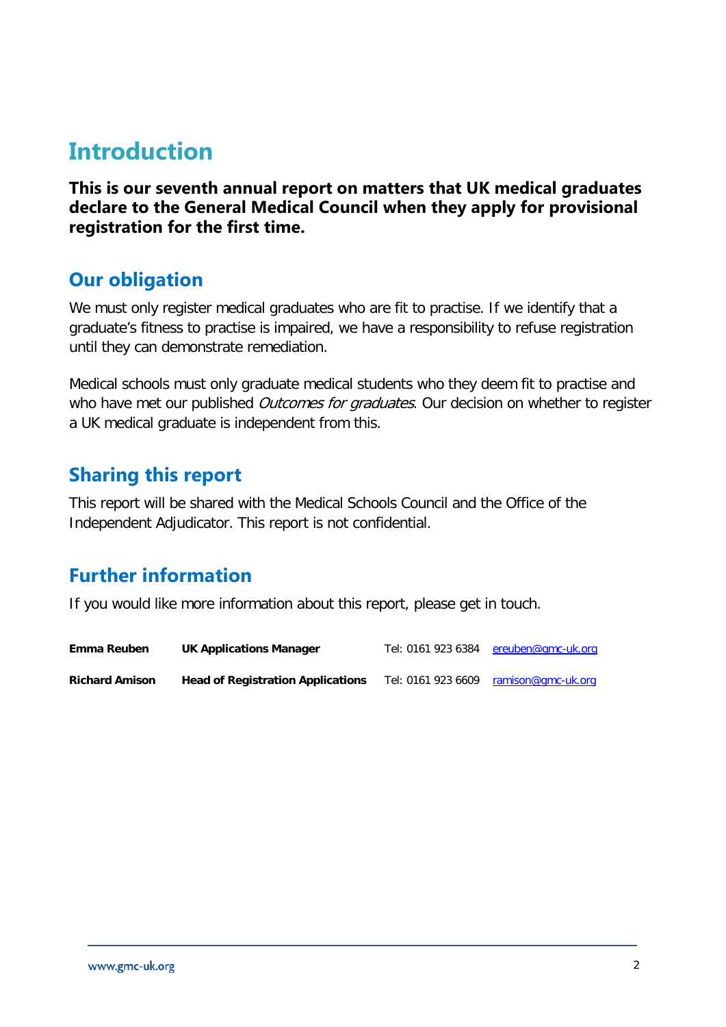# Introduction

**This is our seventh annual report on matters that UK medical graduates declare to the General Medical Council when they apply for provisional registration for the first time.**

## Our obligation

We must only register medical graduates who are fit to practise. If we identify that a graduate's fitness to practise is impaired, we have a responsibility to refuse registration until they can demonstrate remediation.

Medical schools must only graduate medical students who they deem fit to practise and who have met our published *Outcomes for graduates*. Our decision on whether to register a UK medical graduate is independent from this.

## Sharing this report

This report will be shared with the Medical Schools Council and the Office of the Independent Adjudicator. This report is not confidential.

## Further information

If you would like more information about this report, please get in touch.

| | | | |
|---|---|---|---|
| **Emma Reuben** | **UK Applications Manager** | Tel: 0161 923 6384 | ereuben@gmc-uk.org |
| **Richard Amison** | **Head of Registration Applications** | Tel: 0161 923 6609 | ramison@gmc-uk.org |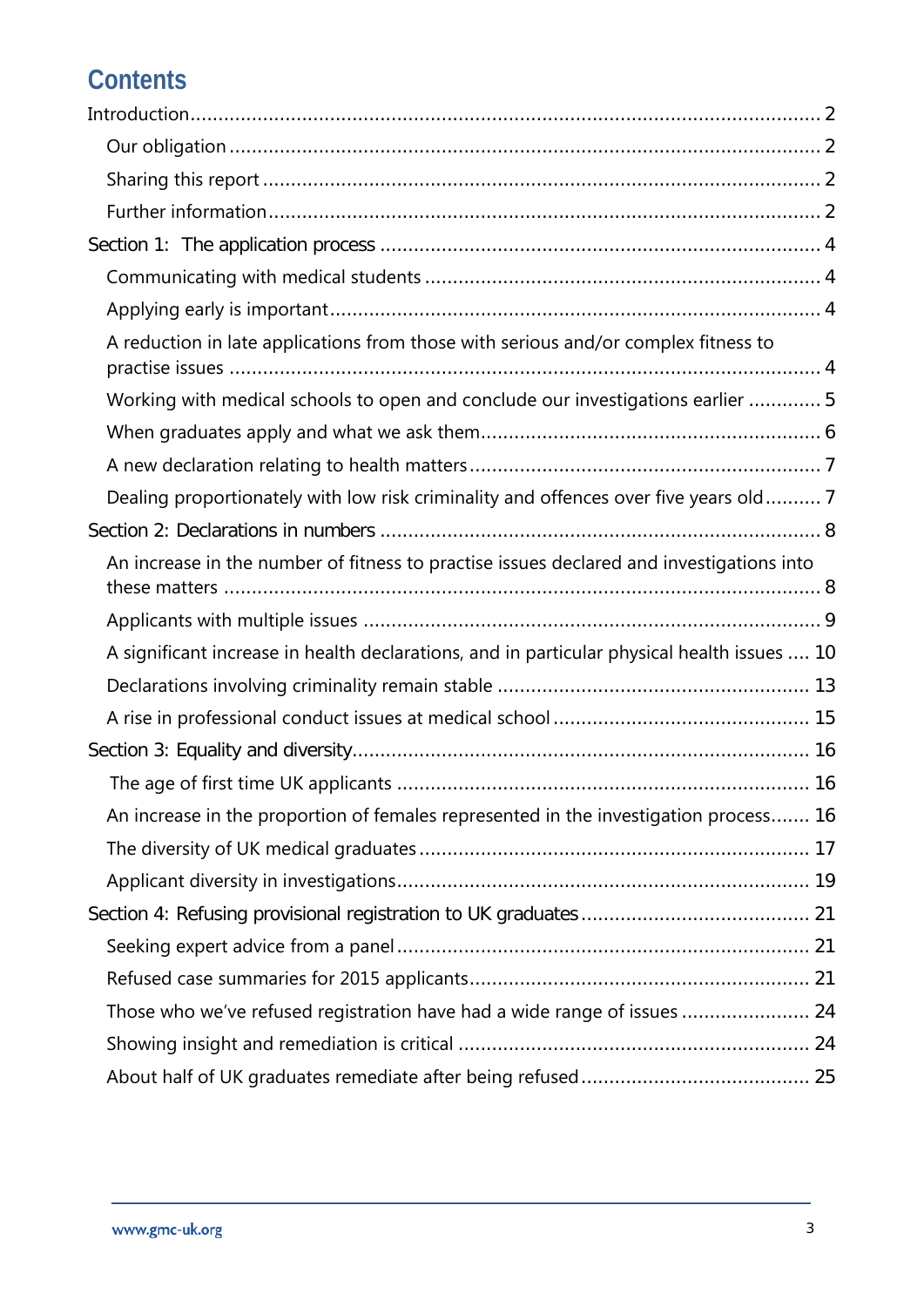# Contents

Introduction ..... 2

- Our obligation ..... 2
- Sharing this report ..... 2
- Further information ..... 2

Section 1: The application process ..... 4

- Communicating with medical students ..... 4
- Applying early is important ..... 4
- A reduction in late applications from those with serious and/or complex fitness to practise issues ..... 4
- Working with medical schools to open and conclude our investigations earlier ..... 5
- When graduates apply and what we ask them ..... 6
- A new declaration relating to health matters ..... 7
- Dealing proportionately with low risk criminality and offences over five years old ..... 7

Section 2: Declarations in numbers ..... 8

- An increase in the number of fitness to practise issues declared and investigations into these matters ..... 8
- Applicants with multiple issues ..... 9
- A significant increase in health declarations, and in particular physical health issues ..... 10
- Declarations involving criminality remain stable ..... 13
- A rise in professional conduct issues at medical school ..... 15

Section 3: Equality and diversity ..... 16

- The age of first time UK applicants ..... 16
- An increase in the proportion of females represented in the investigation process ..... 16
- The diversity of UK medical graduates ..... 17
- Applicant diversity in investigations ..... 19

Section 4: Refusing provisional registration to UK graduates ..... 21

- Seeking expert advice from a panel ..... 21
- Refused case summaries for 2015 applicants ..... 21
- Those who we've refused registration have had a wide range of issues ..... 24
- Showing insight and remediation is critical ..... 24
- About half of UK graduates remediate after being refused ..... 25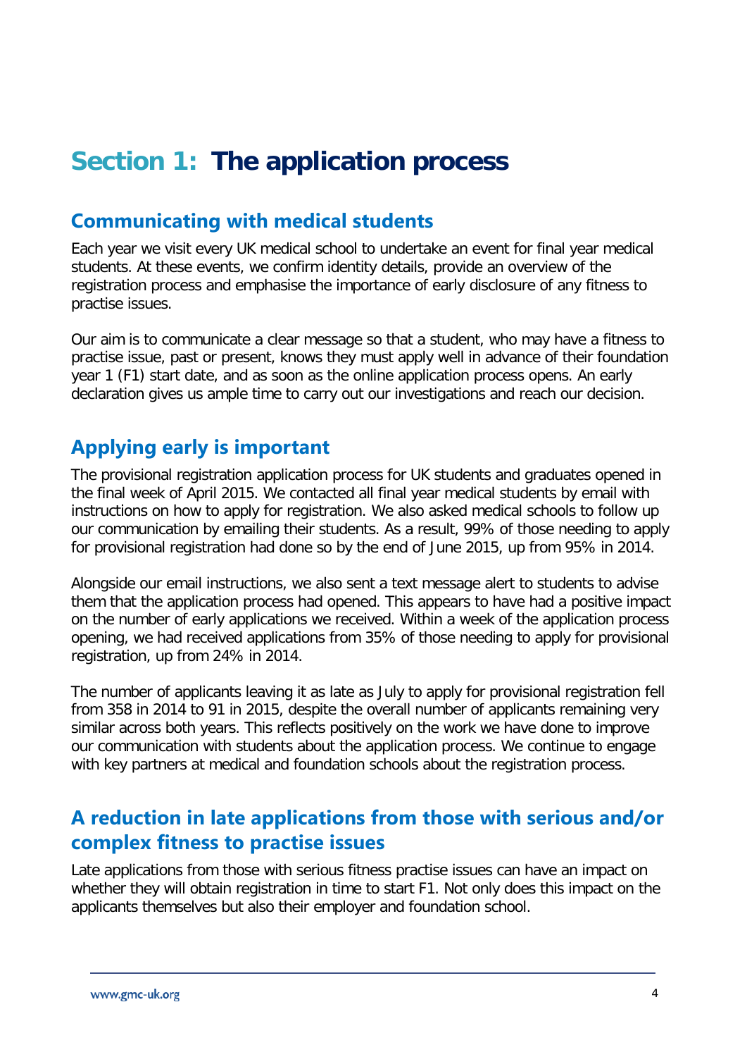# Section 1: The application process

## Communicating with medical students

Each year we visit every UK medical school to undertake an event for final year medical students. At these events, we confirm identity details, provide an overview of the registration process and emphasise the importance of early disclosure of any fitness to practise issues.

Our aim is to communicate a clear message so that a student, who may have a fitness to practise issue, past or present, knows they must apply well in advance of their foundation year 1 (F1) start date, and as soon as the online application process opens. An early declaration gives us ample time to carry out our investigations and reach our decision.

## Applying early is important

The provisional registration application process for UK students and graduates opened in the final week of April 2015. We contacted all final year medical students by email with instructions on how to apply for registration. We also asked medical schools to follow up our communication by emailing their students. As a result, 99% of those needing to apply for provisional registration had done so by the end of June 2015, up from 95% in 2014.

Alongside our email instructions, we also sent a text message alert to students to advise them that the application process had opened. This appears to have had a positive impact on the number of early applications we received. Within a week of the application process opening, we had received applications from 35% of those needing to apply for provisional registration, up from 24% in 2014.

The number of applicants leaving it as late as July to apply for provisional registration fell from 358 in 2014 to 91 in 2015, despite the overall number of applicants remaining very similar across both years. This reflects positively on the work we have done to improve our communication with students about the application process. We continue to engage with key partners at medical and foundation schools about the registration process.

## A reduction in late applications from those with serious and/or complex fitness to practise issues

Late applications from those with serious fitness practise issues can have an impact on whether they will obtain registration in time to start F1. Not only does this impact on the applicants themselves but also their employer and foundation school.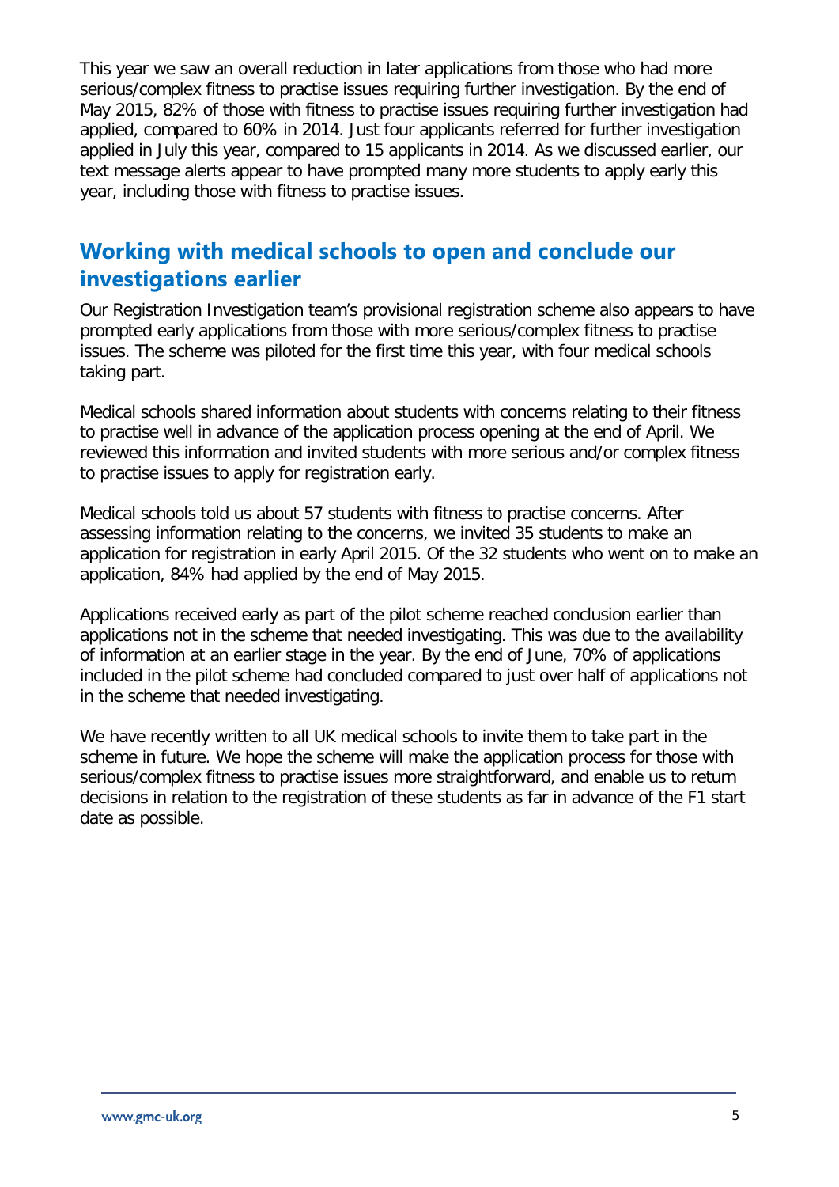This year we saw an overall reduction in later applications from those who had more serious/complex fitness to practise issues requiring further investigation. By the end of May 2015, 82% of those with fitness to practise issues requiring further investigation had applied, compared to 60% in 2014. Just four applicants referred for further investigation applied in July this year, compared to 15 applicants in 2014. As we discussed earlier, our text message alerts appear to have prompted many more students to apply early this year, including those with fitness to practise issues.

## Working with medical schools to open and conclude our investigations earlier

Our Registration Investigation team's provisional registration scheme also appears to have prompted early applications from those with more serious/complex fitness to practise issues. The scheme was piloted for the first time this year, with four medical schools taking part.

Medical schools shared information about students with concerns relating to their fitness to practise well in advance of the application process opening at the end of April. We reviewed this information and invited students with more serious and/or complex fitness to practise issues to apply for registration early.

Medical schools told us about 57 students with fitness to practise concerns. After assessing information relating to the concerns, we invited 35 students to make an application for registration in early April 2015. Of the 32 students who went on to make an application, 84% had applied by the end of May 2015.

Applications received early as part of the pilot scheme reached conclusion earlier than applications not in the scheme that needed investigating. This was due to the availability of information at an earlier stage in the year. By the end of June, 70% of applications included in the pilot scheme had concluded compared to just over half of applications not in the scheme that needed investigating.

We have recently written to all UK medical schools to invite them to take part in the scheme in future. We hope the scheme will make the application process for those with serious/complex fitness to practise issues more straightforward, and enable us to return decisions in relation to the registration of these students as far in advance of the F1 start date as possible.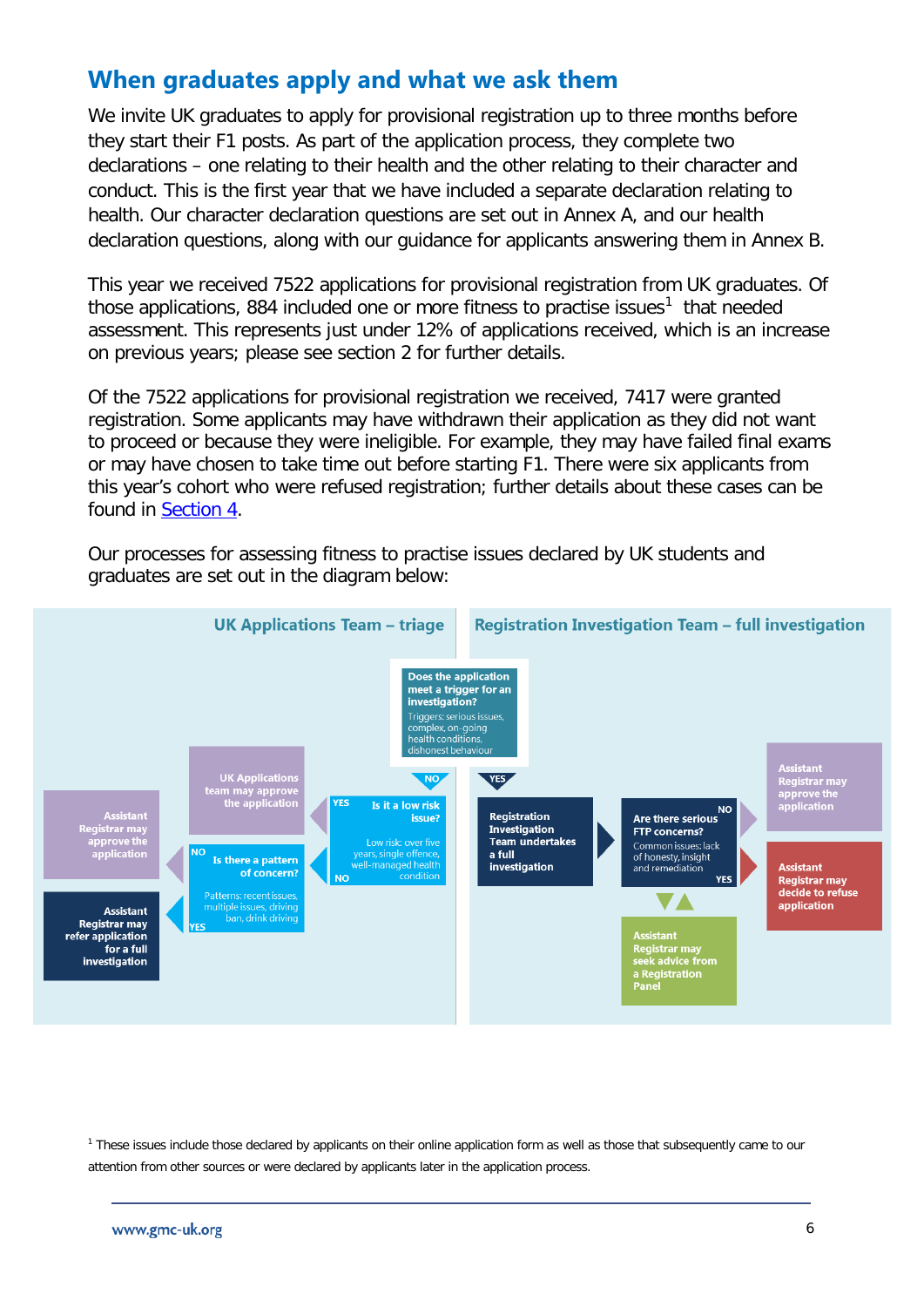## When graduates apply and what we ask them

We invite UK graduates to apply for provisional registration up to three months before they start their F1 posts. As part of the application process, they complete two declarations – one relating to their health and the other relating to their character and conduct. This is the first year that we have included a separate declaration relating to health. Our character declaration questions are set out in Annex A, and our health declaration questions, along with our guidance for applicants answering them in Annex B.

This year we received 7522 applications for provisional registration from UK graduates. Of those applications, 884 included one or more fitness to practise issues[1] that needed assessment. This represents just under 12% of applications received, which is an increase on previous years; please see section 2 for further details.

Of the 7522 applications for provisional registration we received, 7417 were granted registration. Some applicants may have withdrawn their application as they did not want to proceed or because they were ineligible. For example, they may have failed final exams or may have chosen to take time out before starting F1. There were six applicants from this year's cohort who were refused registration; further details about these cases can be found in Section 4.

Our processes for assessing fitness to practise issues declared by UK students and graduates are set out in the diagram below:

**UK Applications Team – triage**

**Registration Investigation Team – full investigation**

**Does the application meet a trigger for an investigation?**
Triggers: serious issues, complex, on-going health conditions, dishonest behaviour

- NO → **Is it a low risk issue?** Low risk: over five years, single offence, well-managed health condition
  - YES → **UK Applications team may approve the application**
  - NO → **Is there a pattern of concern?** Patterns: recent issues, multiple issues, driving ban, drink driving
    - NO → **Assistant Registrar may approve the application**
    - YES → **Assistant Registrar may refer application for a full investigation**
- YES → **Registration Investigation Team undertakes a full investigation** → **Are there serious FTP concerns?** Common issues: lack of honesty, insight and remediation
  - NO → **Assistant Registrar may approve the application**
  - YES → **Assistant Registrar may decide to refuse application**
  - **Assistant Registrar may seek advice from a Registration Panel**

[1] These issues include those declared by applicants on their online application form as well as those that subsequently came to our attention from other sources or were declared by applicants later in the application process.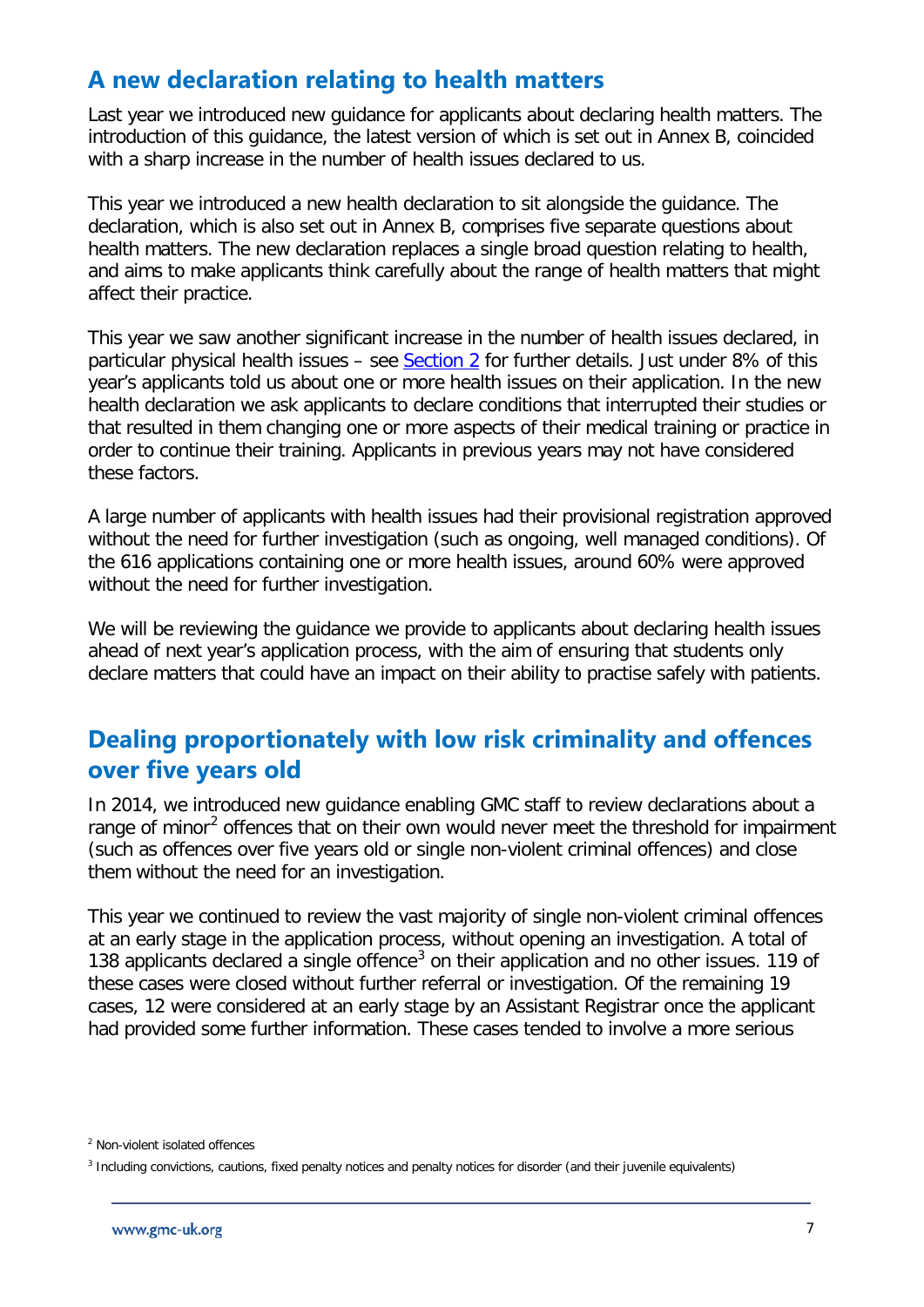## A new declaration relating to health matters

Last year we introduced new guidance for applicants about declaring health matters. The introduction of this guidance, the latest version of which is set out in Annex B, coincided with a sharp increase in the number of health issues declared to us.

This year we introduced a new health declaration to sit alongside the guidance. The declaration, which is also set out in Annex B, comprises five separate questions about health matters. The new declaration replaces a single broad question relating to health, and aims to make applicants think carefully about the range of health matters that might affect their practice.

This year we saw another significant increase in the number of health issues declared, in particular physical health issues – see Section 2 for further details. Just under 8% of this year's applicants told us about one or more health issues on their application. In the new health declaration we ask applicants to declare conditions that interrupted their studies or that resulted in them changing one or more aspects of their medical training or practice in order to continue their training. Applicants in previous years may not have considered these factors.

A large number of applicants with health issues had their provisional registration approved without the need for further investigation (such as ongoing, well managed conditions). Of the 616 applications containing one or more health issues, around 60% were approved without the need for further investigation.

We will be reviewing the guidance we provide to applicants about declaring health issues ahead of next year's application process, with the aim of ensuring that students only declare matters that could have an impact on their ability to practise safely with patients.

## Dealing proportionately with low risk criminality and offences over five years old

In 2014, we introduced new guidance enabling GMC staff to review declarations about a range of minor[2] offences that on their own would never meet the threshold for impairment (such as offences over five years old or single non-violent criminal offences) and close them without the need for an investigation.

This year we continued to review the vast majority of single non-violent criminal offences at an early stage in the application process, without opening an investigation. A total of 138 applicants declared a single offence[3] on their application and no other issues. 119 of these cases were closed without further referral or investigation. Of the remaining 19 cases, 12 were considered at an early stage by an Assistant Registrar once the applicant had provided some further information. These cases tended to involve a more serious

[2] Non-violent isolated offences

[3] Including convictions, cautions, fixed penalty notices and penalty notices for disorder (and their juvenile equivalents)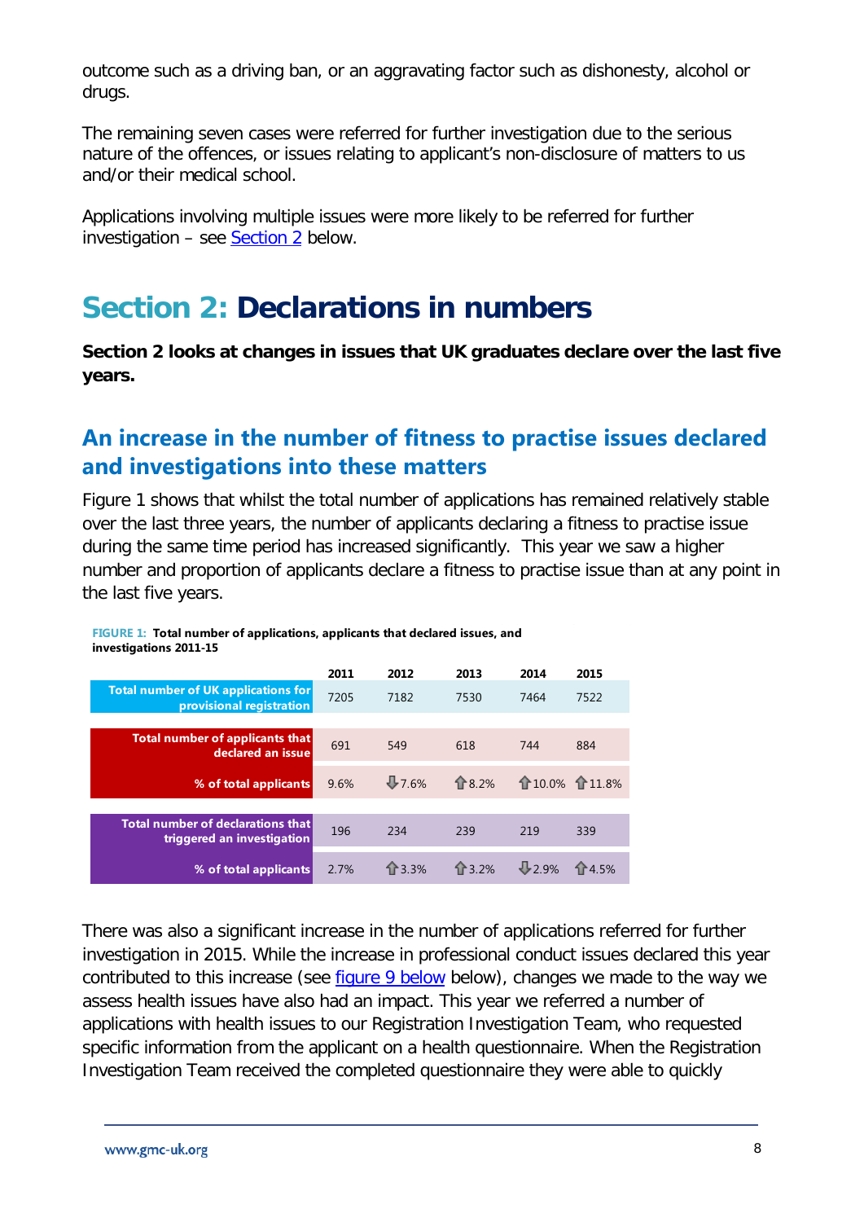outcome such as a driving ban, or an aggravating factor such as dishonesty, alcohol or drugs.

The remaining seven cases were referred for further investigation due to the serious nature of the offences, or issues relating to applicant's non-disclosure of matters to us and/or their medical school.

Applications involving multiple issues were more likely to be referred for further investigation – see Section 2 below.

# Section 2: Declarations in numbers

**Section 2 looks at changes in issues that UK graduates declare over the last five years.**

## An increase in the number of fitness to practise issues declared and investigations into these matters

Figure 1 shows that whilst the total number of applications has remained relatively stable over the last three years, the number of applicants declaring a fitness to practise issue during the same time period has increased significantly. This year we saw a higher number and proportion of applicants declare a fitness to practise issue than at any point in the last five years.

**FIGURE 1: Total number of applications, applicants that declared issues, and investigations 2011-15**

| | 2011 | 2012 | 2013 | 2014 | 2015 |
|---|---|---|---|---|---|
| Total number of UK applications for provisional registration | 7205 | 7182 | 7530 | 7464 | 7522 |
| Total number of applicants that declared an issue | 691 | 549 | 618 | 744 | 884 |
| % of total applicants | 9.6% | ⇩7.6% | ⇧8.2% | ⇧10.0% | ⇧11.8% |
| Total number of declarations that triggered an investigation | 196 | 234 | 239 | 219 | 339 |
| % of total applicants | 2.7% | ⇧3.3% | ⇧3.2% | ⇩2.9% | ⇧4.5% |

There was also a significant increase in the number of applications referred for further investigation in 2015. While the increase in professional conduct issues declared this year contributed to this increase (see figure 9 below below), changes we made to the way we assess health issues have also had an impact. This year we referred a number of applications with health issues to our Registration Investigation Team, who requested specific information from the applicant on a health questionnaire. When the Registration Investigation Team received the completed questionnaire they were able to quickly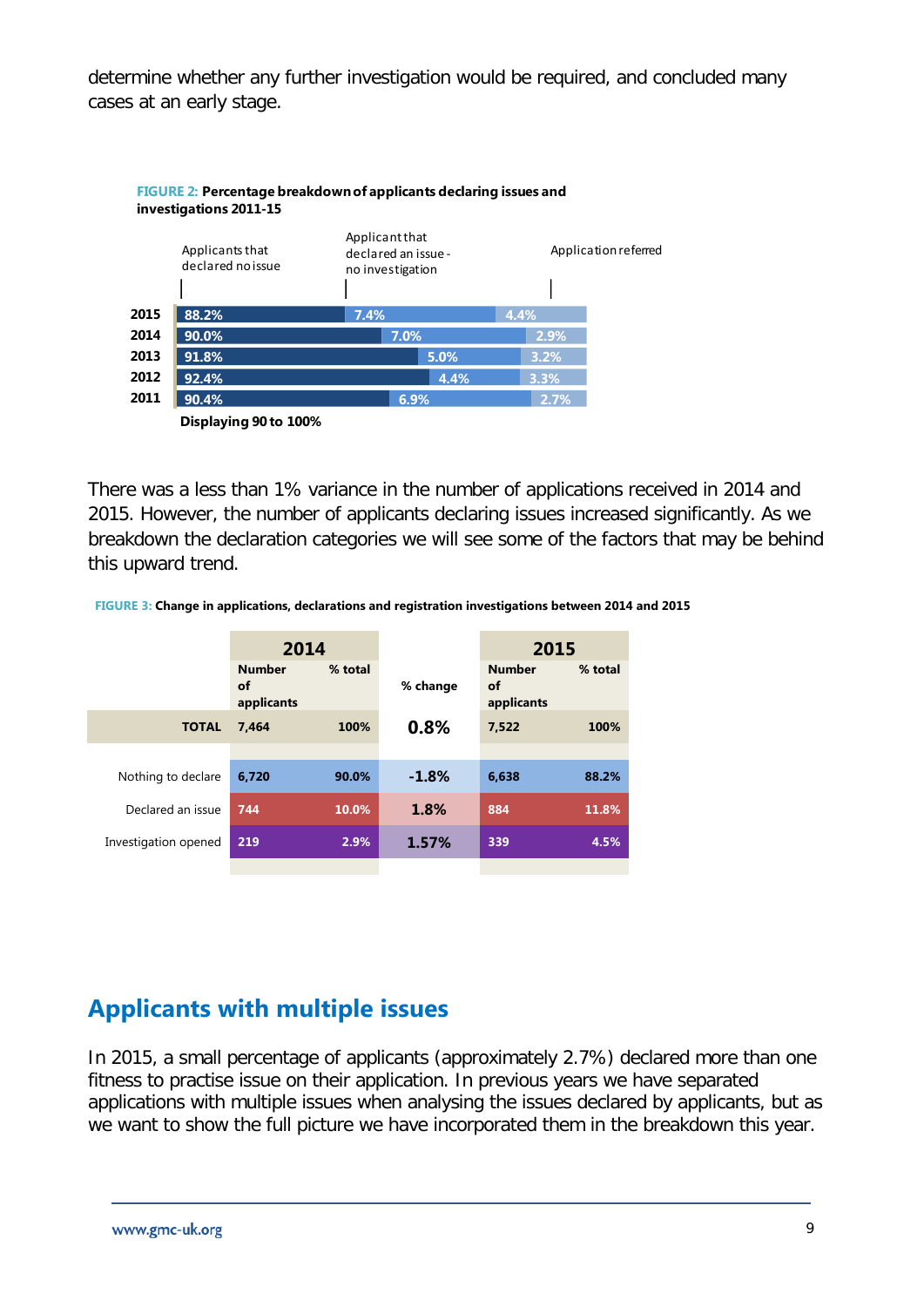determine whether any further investigation would be required, and concluded many cases at an early stage.

**FIGURE 2: Percentage breakdown of applicants declaring issues and investigations 2011-15**

| Year | Applicants that declared no issue | Applicant that declared an issue - no investigation | Application referred |
|---|---|---|---|
| 2015 | 88.2% | 7.4% | 4.4% |
| 2014 | 90.0% | 7.0% | 2.9% |
| 2013 | 91.8% | 5.0% | 3.2% |
| 2012 | 92.4% | 4.4% | 3.3% |
| 2011 | 90.4% | 6.9% | 2.7% |

Displaying 90 to 100%

There was a less than 1% variance in the number of applications received in 2014 and 2015. However, the number of applicants declaring issues increased significantly. As we breakdown the declaration categories we will see some of the factors that may be behind this upward trend.

**FIGURE 3: Change in applications, declarations and registration investigations between 2014 and 2015**

| | 2014 | | | 2015 | |
|---|---|---|---|---|---|
| | Number of applicants | % total | % change | Number of applicants | % total |
| TOTAL | 7,464 | 100% | 0.8% | 7,522 | 100% |
| Nothing to declare | 6,720 | 90.0% | -1.8% | 6,638 | 88.2% |
| Declared an issue | 744 | 10.0% | 1.8% | 884 | 11.8% |
| Investigation opened | 219 | 2.9% | 1.57% | 339 | 4.5% |

## Applicants with multiple issues

In 2015, a small percentage of applicants (approximately 2.7%) declared more than one fitness to practise issue on their application. In previous years we have separated applications with multiple issues when analysing the issues declared by applicants, but as we want to show the full picture we have incorporated them in the breakdown this year.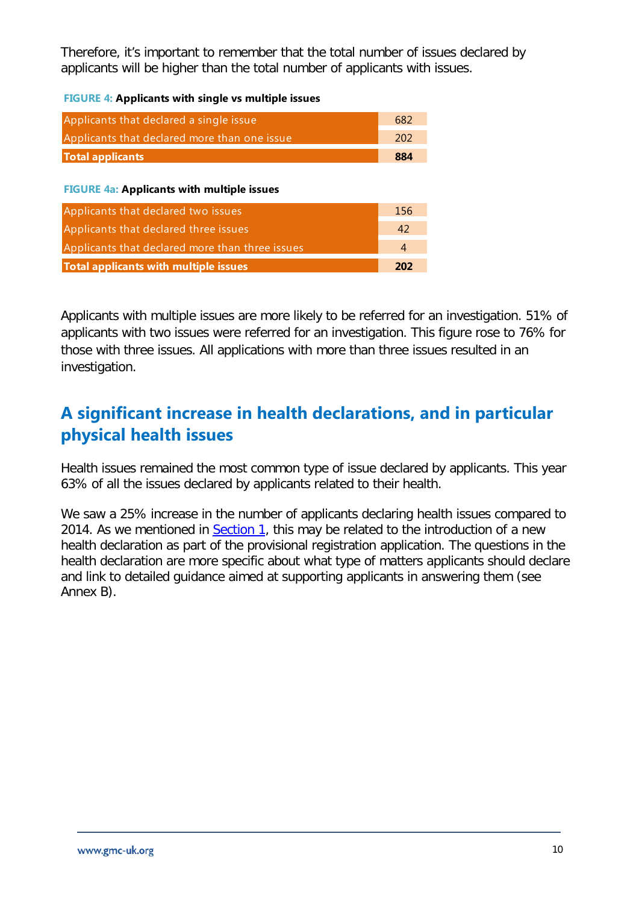Therefore, it's important to remember that the total number of issues declared by applicants will be higher than the total number of applicants with issues.

**FIGURE 4: Applicants with single vs multiple issues**

| | |
|---|---|
| Applicants that declared a single issue | 682 |
| Applicants that declared more than one issue | 202 |
| **Total applicants** | **884** |

**FIGURE 4a: Applicants with multiple issues**

| | |
|---|---|
| Applicants that declared two issues | 156 |
| Applicants that declared three issues | 42 |
| Applicants that declared more than three issues | 4 |
| **Total applicants with multiple issues** | **202** |

Applicants with multiple issues are more likely to be referred for an investigation. 51% of applicants with two issues were referred for an investigation. This figure rose to 76% for those with three issues. All applications with more than three issues resulted in an investigation.

## A significant increase in health declarations, and in particular physical health issues

Health issues remained the most common type of issue declared by applicants. This year 63% of all the issues declared by applicants related to their health.

We saw a 25% increase in the number of applicants declaring health issues compared to 2014. As we mentioned in Section 1, this may be related to the introduction of a new health declaration as part of the provisional registration application. The questions in the health declaration are more specific about what type of matters applicants should declare and link to detailed guidance aimed at supporting applicants in answering them (see Annex B).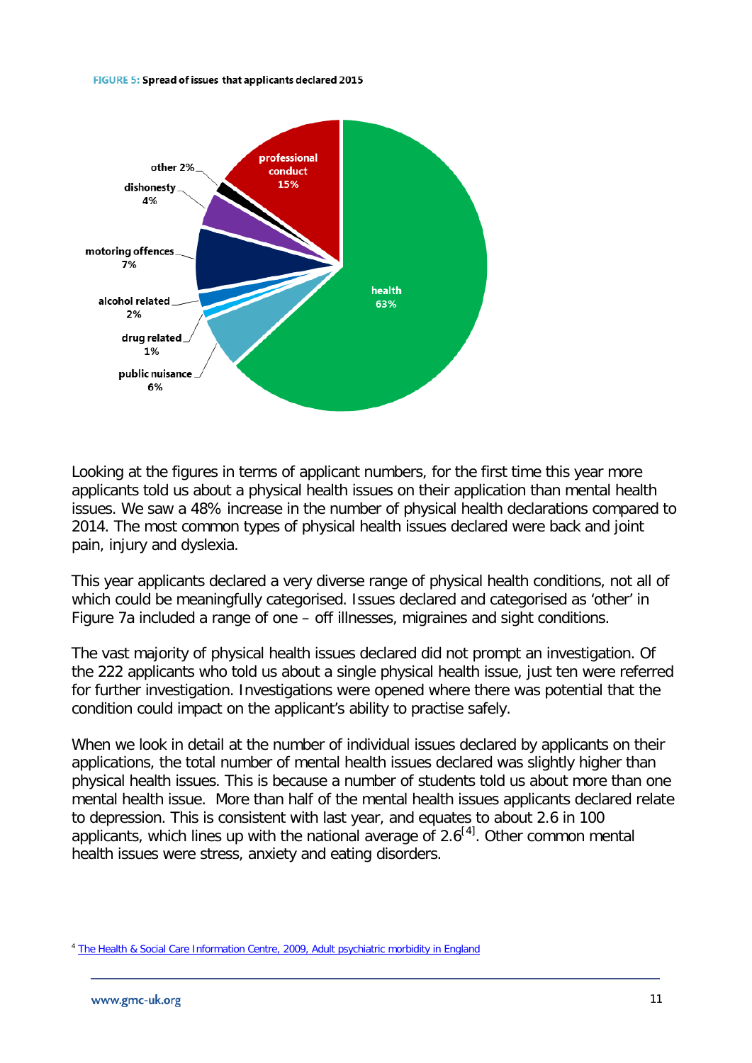**FIGURE 5: Spread of issues that applicants declared 2015**

Looking at the figures in terms of applicant numbers, for the first time this year more applicants told us about a physical health issues on their application than mental health issues. We saw a 48% increase in the number of physical health declarations compared to 2014. The most common types of physical health issues declared were back and joint pain, injury and dyslexia.

This year applicants declared a very diverse range of physical health conditions, not all of which could be meaningfully categorised. Issues declared and categorised as 'other' in Figure 7a included a range of one – off illnesses, migraines and sight conditions.

The vast majority of physical health issues declared did not prompt an investigation. Of the 222 applicants who told us about a single physical health issue, just ten were referred for further investigation. Investigations were opened where there was potential that the condition could impact on the applicant's ability to practise safely.

When we look in detail at the number of individual issues declared by applicants on their applications, the total number of mental health issues declared was slightly higher than physical health issues. This is because a number of students told us about more than one mental health issue. More than half of the mental health issues applicants declared relate to depression. This is consistent with last year, and equates to about 2.6 in 100 applicants, which lines up with the national average of 2.6[4]. Other common mental health issues were stress, anxiety and eating disorders.

[4] The Health & Social Care Information Centre, 2009, Adult psychiatric morbidity in England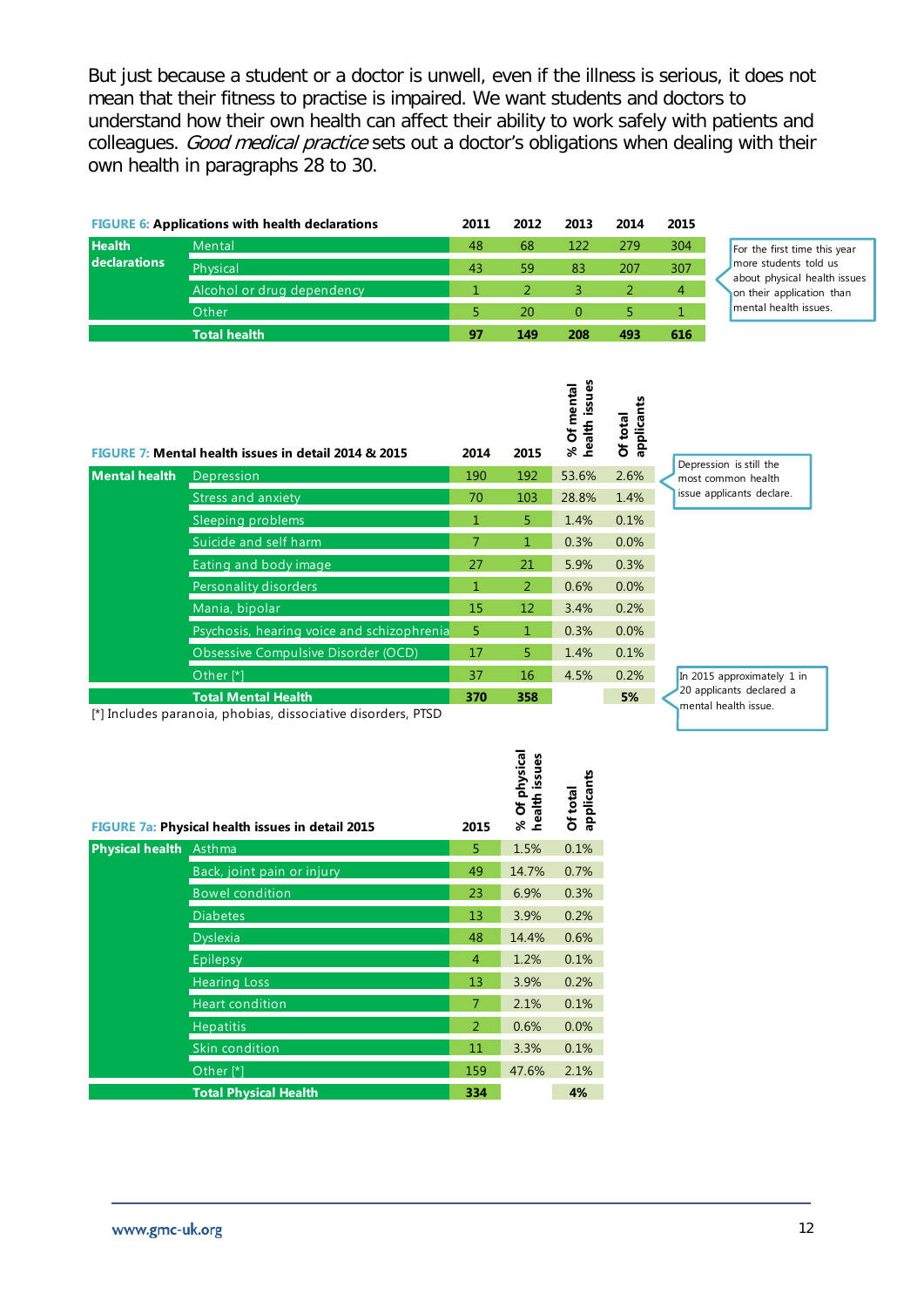But just because a student or a doctor is unwell, even if the illness is serious, it does not mean that their fitness to practise is impaired. We want students and doctors to understand how their own health can affect their ability to work safely with patients and colleagues. *Good medical practice* sets out a doctor's obligations when dealing with their own health in paragraphs 28 to 30.

**FIGURE 6: Applications with health declarations**

| | | 2011 | 2012 | 2013 | 2014 | 2015 |
|---|---|---|---|---|---|---|
| **Health declarations** | Mental | 48 | 68 | 122 | 279 | 304 |
| | Physical | 43 | 59 | 83 | 207 | 307 |
| | Alcohol or drug dependency | 1 | 2 | 3 | 2 | 4 |
| | Other | 5 | 20 | 0 | 5 | 1 |
| | **Total health** | **97** | **149** | **208** | **493** | **616** |

For the first time this year more students told us about physical health issues on their application than mental health issues.

**FIGURE 7: Mental health issues in detail 2014 & 2015**

| | | 2014 | 2015 | % Of mental health issues | Of total applicants |
|---|---|---|---|---|---|
| **Mental health** | Depression | 190 | 192 | 53.6% | 2.6% |
| | Stress and anxiety | 70 | 103 | 28.8% | 1.4% |
| | Sleeping problems | 1 | 5 | 1.4% | 0.1% |
| | Suicide and self harm | 7 | 1 | 0.3% | 0.0% |
| | Eating and body image | 27 | 21 | 5.9% | 0.3% |
| | Personality disorders | 1 | 2 | 0.6% | 0.0% |
| | Mania, bipolar | 15 | 12 | 3.4% | 0.2% |
| | Psychosis, hearing voice and schizophrenia | 5 | 1 | 0.3% | 0.0% |
| | Obsessive Compulsive Disorder (OCD) | 17 | 5 | 1.4% | 0.1% |
| | Other [*] | 37 | 16 | 4.5% | 0.2% |
| | **Total Mental Health** | **370** | **358** | | **5%** |

[*] Includes paranoia, phobias, dissociative disorders, PTSD

Depression is still the most common health issue applicants declare.

In 2015 approximately 1 in 20 applicants declared a mental health issue.

**FIGURE 7a: Physical health issues in detail 2015**

| | | 2015 | % Of physical health issues | Of total applicants |
|---|---|---|---|---|
| **Physical health** | Asthma | 5 | 1.5% | 0.1% |
| | Back, joint pain or injury | 49 | 14.7% | 0.7% |
| | Bowel condition | 23 | 6.9% | 0.3% |
| | Diabetes | 13 | 3.9% | 0.2% |
| | Dyslexia | 48 | 14.4% | 0.6% |
| | Epilepsy | 4 | 1.2% | 0.1% |
| | Hearing Loss | 13 | 3.9% | 0.2% |
| | Heart condition | 7 | 2.1% | 0.1% |
| | Hepatitis | 2 | 0.6% | 0.0% |
| | Skin condition | 11 | 3.3% | 0.1% |
| | Other [*] | 159 | 47.6% | 2.1% |
| | **Total Physical Health** | **334** | | **4%** |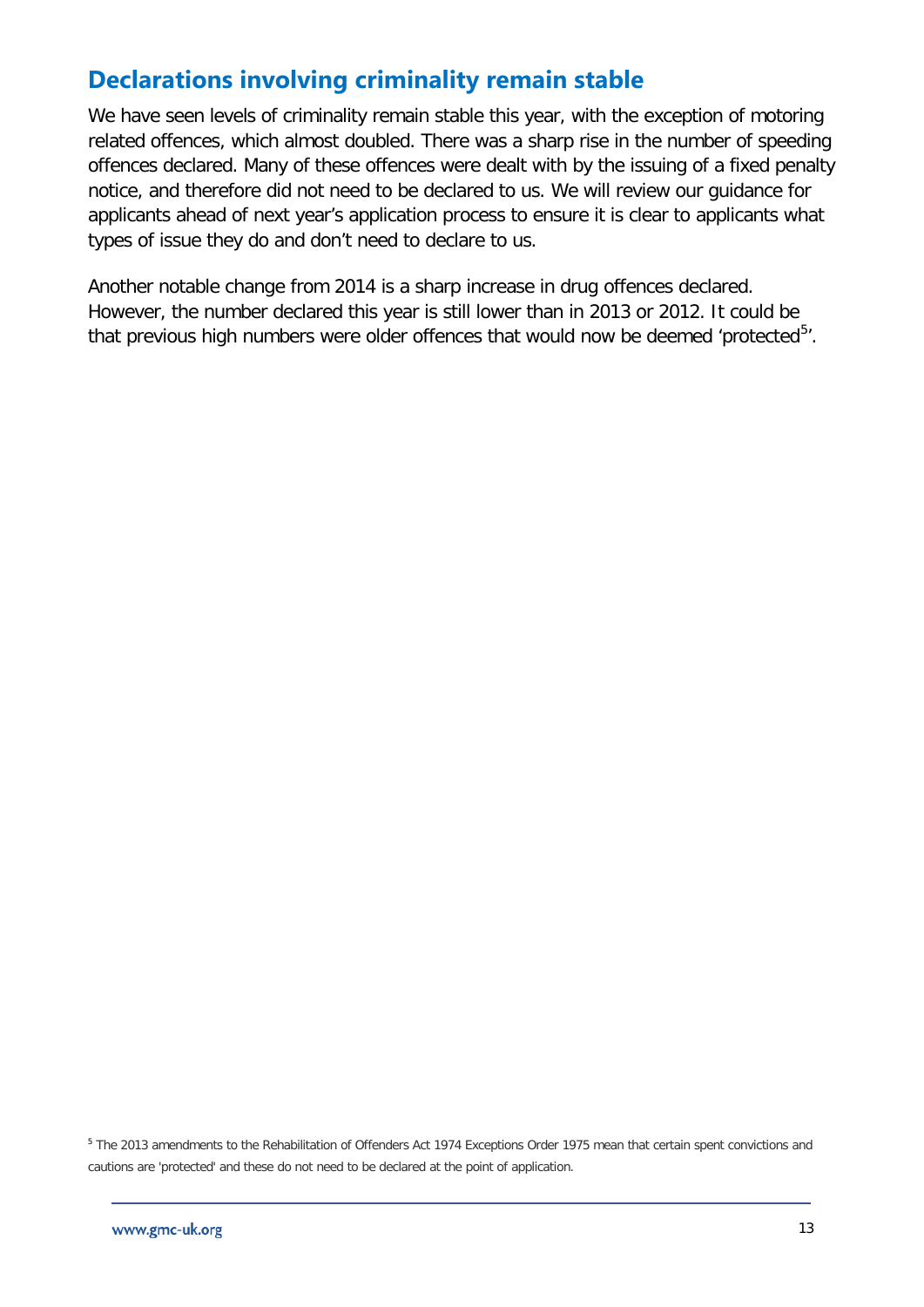## Declarations involving criminality remain stable

We have seen levels of criminality remain stable this year, with the exception of motoring related offences, which almost doubled. There was a sharp rise in the number of speeding offences declared. Many of these offences were dealt with by the issuing of a fixed penalty notice, and therefore did not need to be declared to us. We will review our guidance for applicants ahead of next year's application process to ensure it is clear to applicants what types of issue they do and don't need to declare to us.

Another notable change from 2014 is a sharp increase in drug offences declared. However, the number declared this year is still lower than in 2013 or 2012. It could be that previous high numbers were older offences that would now be deemed 'protected[5]'.

[5] The 2013 amendments to the Rehabilitation of Offenders Act 1974 Exceptions Order 1975 mean that certain spent convictions and cautions are 'protected' and these do not need to be declared at the point of application.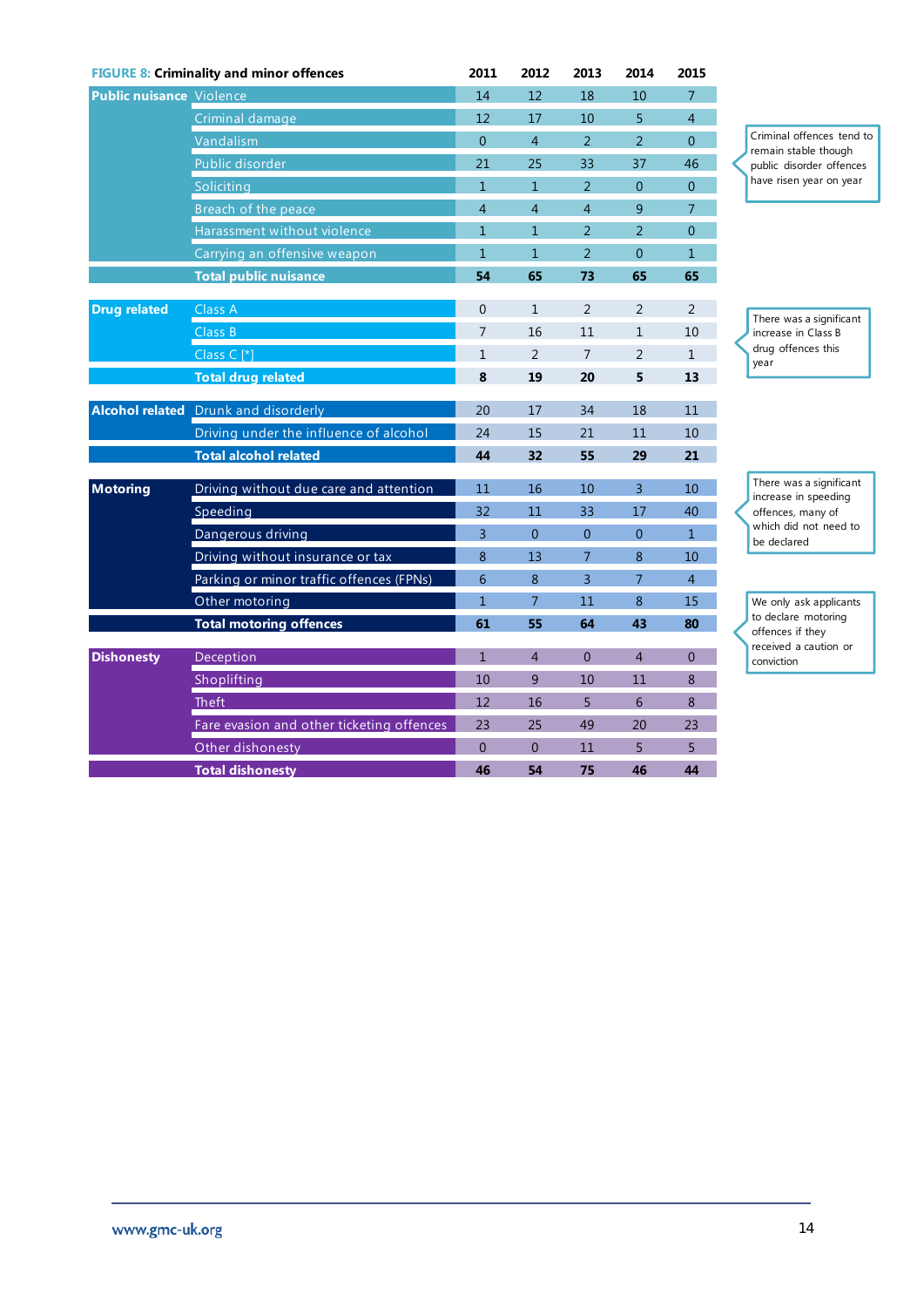**FIGURE 8: Criminality and minor offences**

| | | 2011 | 2012 | 2013 | 2014 | 2015 |
|---|---|---|---|---|---|---|
| **Public nuisance** | Violence | 14 | 12 | 18 | 10 | 7 |
| | Criminal damage | 12 | 17 | 10 | 5 | 4 |
| | Vandalism | 0 | 4 | 2 | 2 | 0 |
| | Public disorder | 21 | 25 | 33 | 37 | 46 |
| | Soliciting | 1 | 1 | 2 | 0 | 0 |
| | Breach of the peace | 4 | 4 | 4 | 9 | 7 |
| | Harassment without violence | 1 | 1 | 2 | 2 | 0 |
| | Carrying an offensive weapon | 1 | 1 | 2 | 0 | 1 |
| | **Total public nuisance** | **54** | **65** | **73** | **65** | **65** |
| **Drug related** | Class A | 0 | 1 | 2 | 2 | 2 |
| | Class B | 7 | 16 | 11 | 1 | 10 |
| | Class C [*] | 1 | 2 | 7 | 2 | 1 |
| | **Total drug related** | **8** | **19** | **20** | **5** | **13** |
| **Alcohol related** | Drunk and disorderly | 20 | 17 | 34 | 18 | 11 |
| | Driving under the influence of alcohol | 24 | 15 | 21 | 11 | 10 |
| | **Total alcohol related** | **44** | **32** | **55** | **29** | **21** |
| **Motoring** | Driving without due care and attention | 11 | 16 | 10 | 3 | 10 |
| | Speeding | 32 | 11 | 33 | 17 | 40 |
| | Dangerous driving | 3 | 0 | 0 | 0 | 1 |
| | Driving without insurance or tax | 8 | 13 | 7 | 8 | 10 |
| | Parking or minor traffic offences (FPNs) | 6 | 8 | 3 | 7 | 4 |
| | Other motoring | 1 | 7 | 11 | 8 | 15 |
| | **Total motoring offences** | **61** | **55** | **64** | **43** | **80** |
| **Dishonesty** | Deception | 1 | 4 | 0 | 4 | 0 |
| | Shoplifting | 10 | 9 | 10 | 11 | 8 |
| | Theft | 12 | 16 | 5 | 6 | 8 |
| | Fare evasion and other ticketing offences | 23 | 25 | 49 | 20 | 23 |
| | Other dishonesty | 0 | 0 | 11 | 5 | 5 |
| | **Total dishonesty** | **46** | **54** | **75** | **46** | **44** |

Criminal offences tend to remain stable though public disorder offences have risen year on year

There was a significant increase in Class B drug offences this year

There was a significant increase in speeding offences, many of which did not need to be declared

We only ask applicants to declare motoring offences if they received a caution or conviction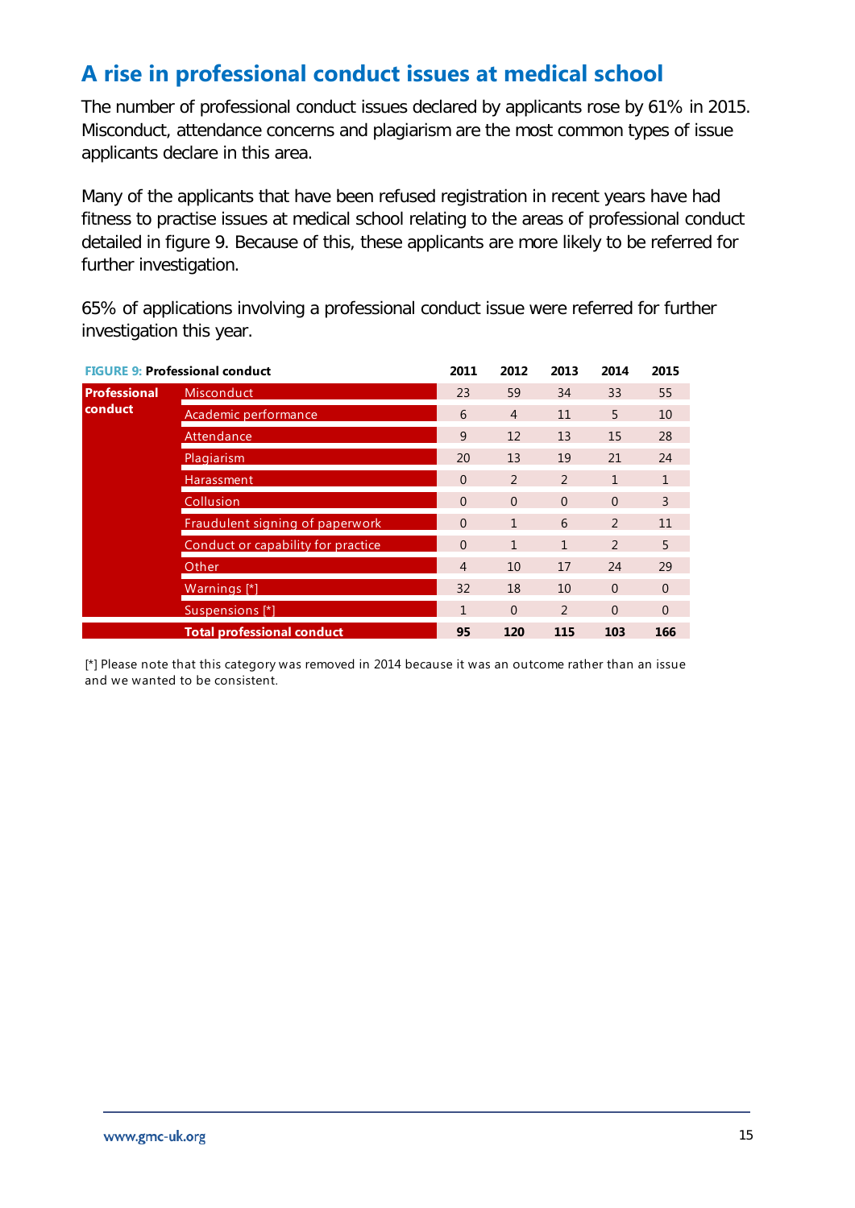## A rise in professional conduct issues at medical school

The number of professional conduct issues declared by applicants rose by 61% in 2015. Misconduct, attendance concerns and plagiarism are the most common types of issue applicants declare in this area.

Many of the applicants that have been refused registration in recent years have had fitness to practise issues at medical school relating to the areas of professional conduct detailed in figure 9. Because of this, these applicants are more likely to be referred for further investigation.

65% of applications involving a professional conduct issue were referred for further investigation this year.

**FIGURE 9: Professional conduct**

| | | 2011 | 2012 | 2013 | 2014 | 2015 |
|---|---|---|---|---|---|---|
| **Professional conduct** | Misconduct | 23 | 59 | 34 | 33 | 55 |
| | Academic performance | 6 | 4 | 11 | 5 | 10 |
| | Attendance | 9 | 12 | 13 | 15 | 28 |
| | Plagiarism | 20 | 13 | 19 | 21 | 24 |
| | Harassment | 0 | 2 | 2 | 1 | 1 |
| | Collusion | 0 | 0 | 0 | 0 | 3 |
| | Fraudulent signing of paperwork | 0 | 1 | 6 | 2 | 11 |
| | Conduct or capability for practice | 0 | 1 | 1 | 2 | 5 |
| | Other | 4 | 10 | 17 | 24 | 29 |
| | Warnings [*] | 32 | 18 | 10 | 0 | 0 |
| | Suspensions [*] | 1 | 0 | 2 | 0 | 0 |
| | **Total professional conduct** | **95** | **120** | **115** | **103** | **166** |

[*] Please note that this category was removed in 2014 because it was an outcome rather than an issue and we wanted to be consistent.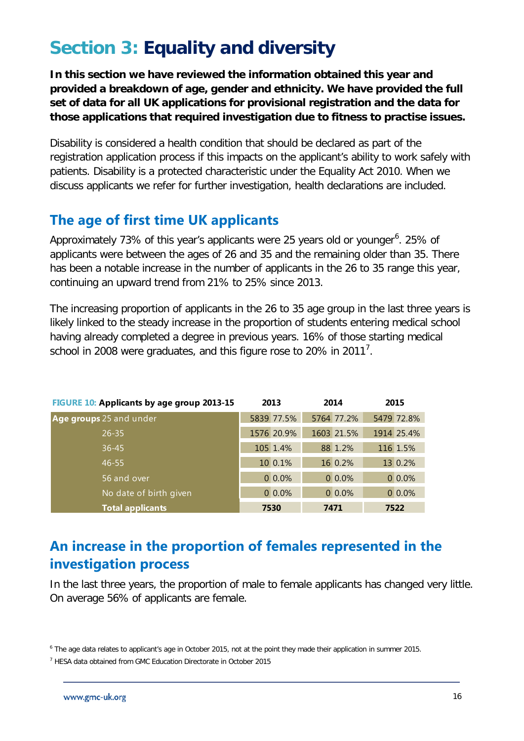# Section 3: Equality and diversity

**In this section we have reviewed the information obtained this year and provided a breakdown of age, gender and ethnicity. We have provided the full set of data for all UK applications for provisional registration and the data for those applications that required investigation due to fitness to practise issues.**

Disability is considered a health condition that should be declared as part of the registration application process if this impacts on the applicant's ability to work safely with patients. Disability is a protected characteristic under the Equality Act 2010. When we discuss applicants we refer for further investigation, health declarations are included.

## The age of first time UK applicants

Approximately 73% of this year's applicants were 25 years old or younger[6]. 25% of applicants were between the ages of 26 and 35 and the remaining older than 35. There has been a notable increase in the number of applicants in the 26 to 35 range this year, continuing an upward trend from 21% to 25% since 2013.

The increasing proportion of applicants in the 26 to 35 age group in the last three years is likely linked to the steady increase in the proportion of students entering medical school having already completed a degree in previous years. 16% of those starting medical school in 2008 were graduates, and this figure rose to 20% in 2011[7].

**FIGURE 10: Applicants by age group 2013-15**

| | | 2013 | | 2014 | | 2015 | |
|---|---|---|---|---|---|---|---|
| **Age groups** | 25 and under | 5839 | 77.5% | 5764 | 77.2% | 5479 | 72.8% |
| | 26-35 | 1576 | 20.9% | 1603 | 21.5% | 1914 | 25.4% |
| | 36-45 | 105 | 1.4% | 88 | 1.2% | 116 | 1.5% |
| | 46-55 | 10 | 0.1% | 16 | 0.2% | 13 | 0.2% |
| | 56 and over | 0 | 0.0% | 0 | 0.0% | 0 | 0.0% |
| | No date of birth given | 0 | 0.0% | 0 | 0.0% | 0 | 0.0% |
| | **Total applicants** | **7530** | | **7471** | | **7522** | |

## An increase in the proportion of females represented in the investigation process

In the last three years, the proportion of male to female applicants has changed very little. On average 56% of applicants are female.

[6] The age data relates to applicant's age in October 2015, not at the point they made their application in summer 2015.

[7] HESA data obtained from GMC Education Directorate in October 2015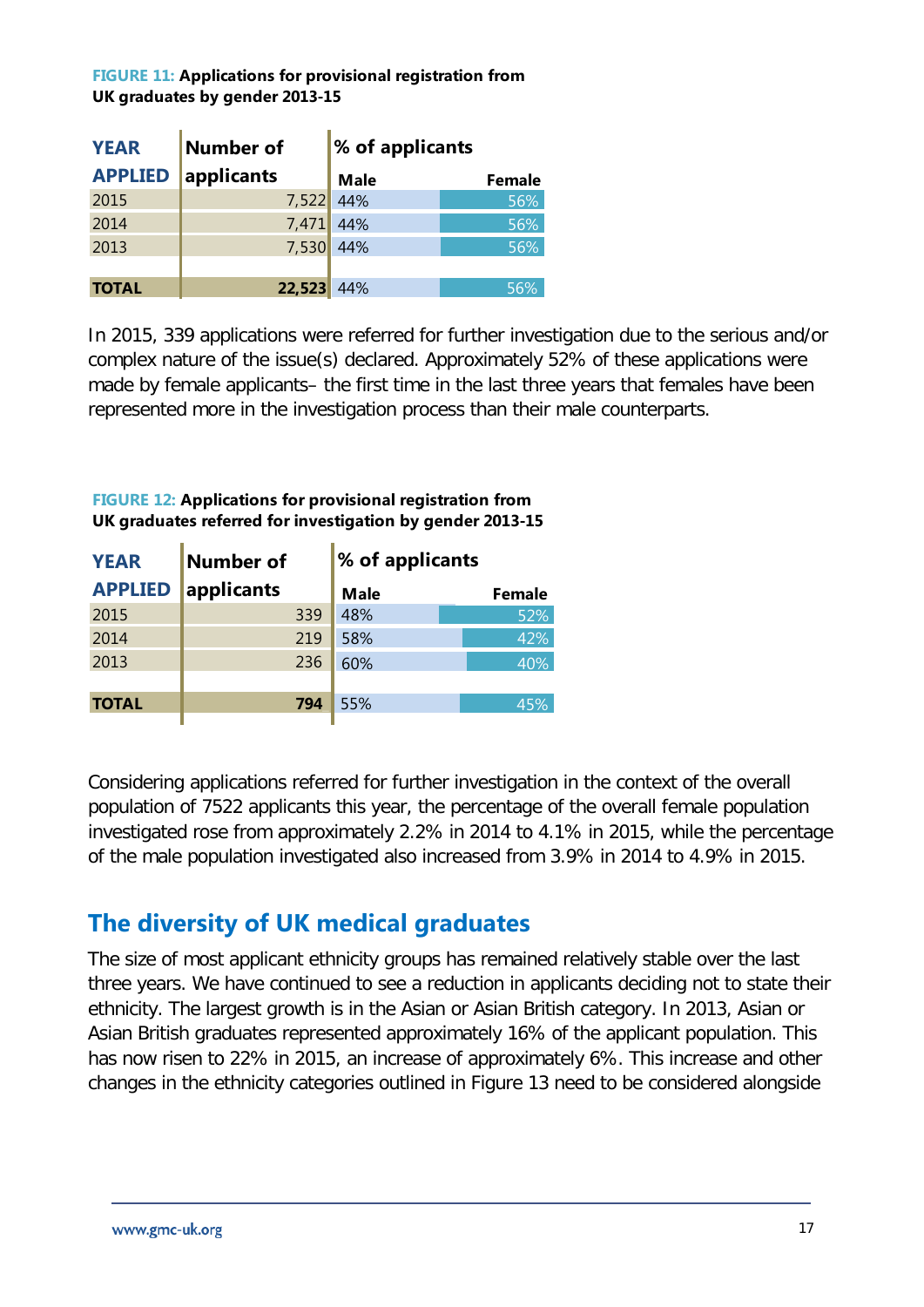**FIGURE 11: Applications for provisional registration from UK graduates by gender 2013-15**

| YEAR APPLIED | Number of applicants | % of applicants | |
|---|---|---|---|
| | | Male | Female |
| 2015 | 7,522 | 44% | 56% |
| 2014 | 7,471 | 44% | 56% |
| 2013 | 7,530 | 44% | 56% |
| **TOTAL** | **22,523** | 44% | 56% |

In 2015, 339 applications were referred for further investigation due to the serious and/or complex nature of the issue(s) declared. Approximately 52% of these applications were made by female applicants– the first time in the last three years that females have been represented more in the investigation process than their male counterparts.

**FIGURE 12: Applications for provisional registration from UK graduates referred for investigation by gender 2013-15**

| YEAR APPLIED | Number of applicants | % of applicants | |
|---|---|---|---|
| | | Male | Female |
| 2015 | 339 | 48% | 52% |
| 2014 | 219 | 58% | 42% |
| 2013 | 236 | 60% | 40% |
| **TOTAL** | **794** | 55% | 45% |

Considering applications referred for further investigation in the context of the overall population of 7522 applicants this year, the percentage of the overall female population investigated rose from approximately 2.2% in 2014 to 4.1% in 2015, while the percentage of the male population investigated also increased from 3.9% in 2014 to 4.9% in 2015.

## The diversity of UK medical graduates

The size of most applicant ethnicity groups has remained relatively stable over the last three years. We have continued to see a reduction in applicants deciding not to state their ethnicity. The largest growth is in the Asian or Asian British category. In 2013, Asian or Asian British graduates represented approximately 16% of the applicant population. This has now risen to 22% in 2015, an increase of approximately 6%. This increase and other changes in the ethnicity categories outlined in Figure 13 need to be considered alongside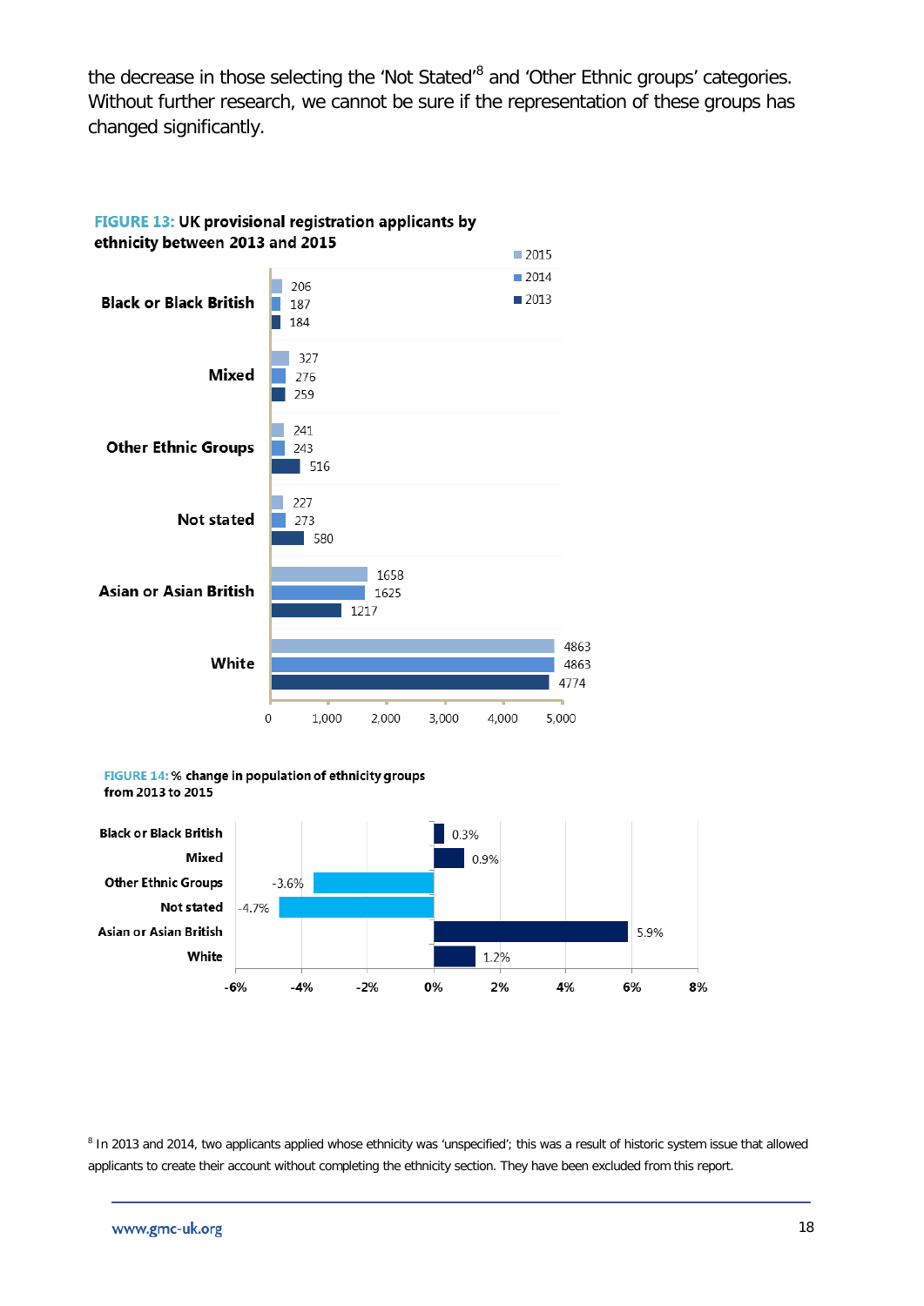the decrease in those selecting the 'Not Stated'[8] and 'Other Ethnic groups' categories. Without further research, we cannot be sure if the representation of these groups has changed significantly.

**FIGURE 13: UK provisional registration applicants by ethnicity between 2013 and 2015**

| Ethnicity | 2015 | 2014 | 2013 |
|---|---|---|---|
| Black or Black British | 206 | 187 | 184 |
| Mixed | 327 | 276 | 259 |
| Other Ethnic Groups | 241 | 243 | 516 |
| Not stated | 227 | 273 | 580 |
| Asian or Asian British | 1658 | 1625 | 1217 |
| White | 4863 | 4863 | 4774 |

**FIGURE 14: % change in population of ethnicity groups from 2013 to 2015**

| Ethnicity | % change |
|---|---|
| Black or Black British | 0.3% |
| Mixed | 0.9% |
| Other Ethnic Groups | -3.6% |
| Not stated | -4.7% |
| Asian or Asian British | 5.9% |
| White | 1.2% |

[8] In 2013 and 2014, two applicants applied whose ethnicity was 'unspecified'; this was a result of historic system issue that allowed applicants to create their account without completing the ethnicity section. They have been excluded from this report.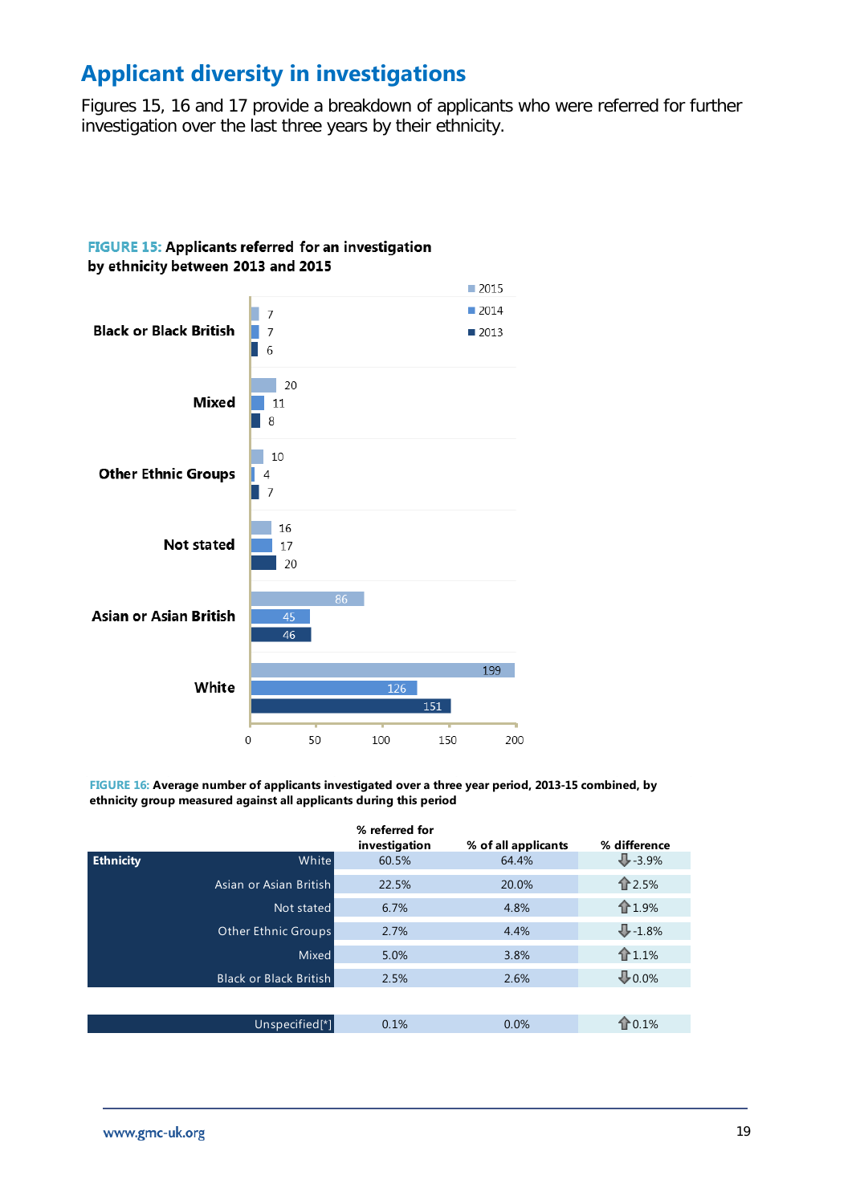## Applicant diversity in investigations

Figures 15, 16 and 17 provide a breakdown of applicants who were referred for further investigation over the last three years by their ethnicity.

**FIGURE 15:** **Applicants referred for an investigation by ethnicity between 2013 and 2015**

| Ethnicity | 2015 | 2014 | 2013 |
|---|---|---|---|
| Black or Black British | 7 | 7 | 6 |
| Mixed | 20 | 11 | 8 |
| Other Ethnic Groups | 10 | 4 | 7 |
| Not stated | 16 | 17 | 20 |
| Asian or Asian British | 86 | 45 | 46 |
| White | 199 | 126 | 151 |

**FIGURE 16:** **Average number of applicants investigated over a three year period, 2013-15 combined, by ethnicity group measured against all applicants during this period**

| Ethnicity | % referred for investigation | % of all applicants | % difference |
|---|---|---|---|
| White | 60.5% | 64.4% | ⇩ -3.9% |
| Asian or Asian British | 22.5% | 20.0% | ⇧ 2.5% |
| Not stated | 6.7% | 4.8% | ⇧ 1.9% |
| Other Ethnic Groups | 2.7% | 4.4% | ⇩ -1.8% |
| Mixed | 5.0% | 3.8% | ⇧ 1.1% |
| Black or Black British | 2.5% | 2.6% | ⇩ 0.0% |
| Unspecified[*] | 0.1% | 0.0% | ⇧ 0.1% |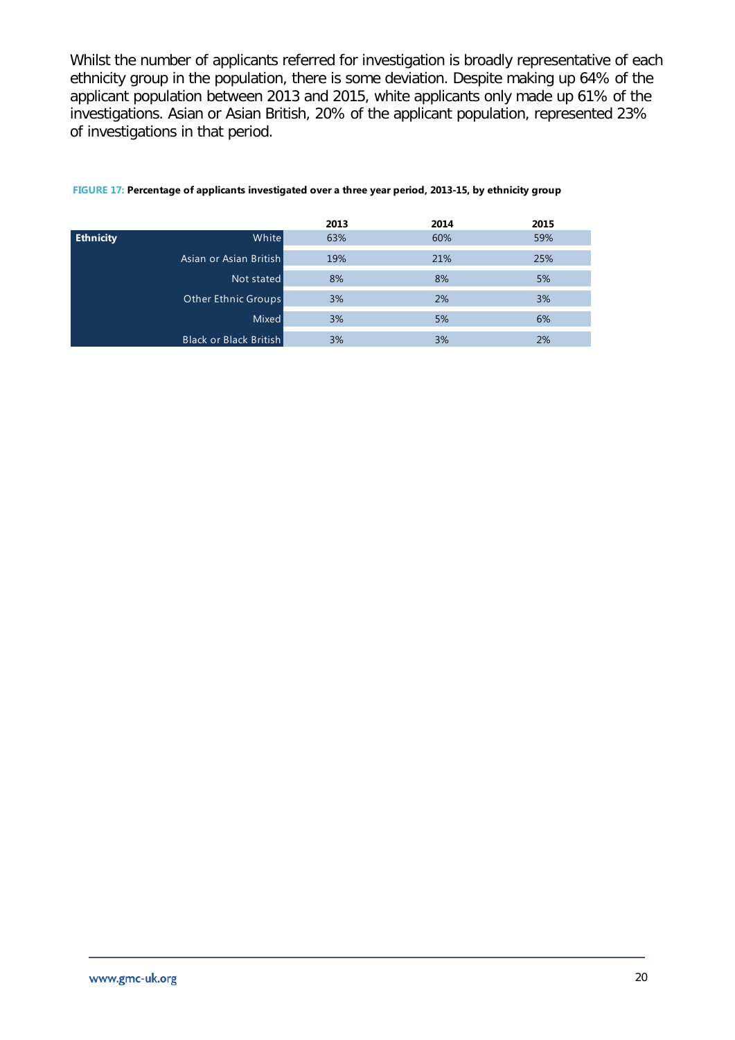Whilst the number of applicants referred for investigation is broadly representative of each ethnicity group in the population, there is some deviation. Despite making up 64% of the applicant population between 2013 and 2015, white applicants only made up 61% of the investigations. Asian or Asian British, 20% of the applicant population, represented 23% of investigations in that period.

**FIGURE 17: Percentage of applicants investigated over a three year period, 2013-15, by ethnicity group**

| | | 2013 | 2014 | 2015 |
|---|---|---|---|---|
| **Ethnicity** | White | 63% | 60% | 59% |
| | Asian or Asian British | 19% | 21% | 25% |
| | Not stated | 8% | 8% | 5% |
| | Other Ethnic Groups | 3% | 2% | 3% |
| | Mixed | 3% | 5% | 6% |
| | Black or Black British | 3% | 3% | 2% |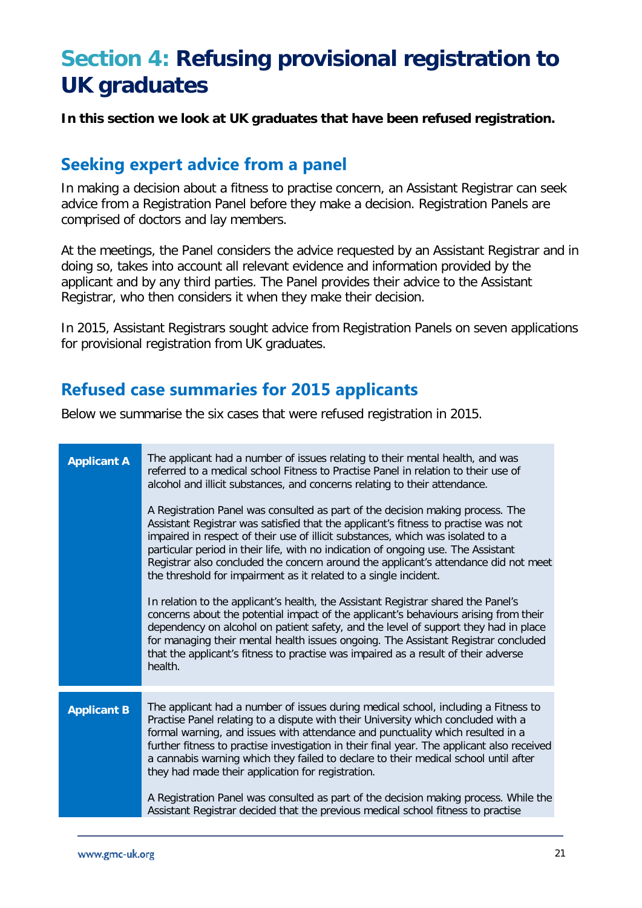# Section 4: Refusing provisional registration to UK graduates

**In this section we look at UK graduates that have been refused registration.**

## Seeking expert advice from a panel

In making a decision about a fitness to practise concern, an Assistant Registrar can seek advice from a Registration Panel before they make a decision. Registration Panels are comprised of doctors and lay members.

At the meetings, the Panel considers the advice requested by an Assistant Registrar and in doing so, takes into account all relevant evidence and information provided by the applicant and by any third parties. The Panel provides their advice to the Assistant Registrar, who then considers it when they make their decision.

In 2015, Assistant Registrars sought advice from Registration Panels on seven applications for provisional registration from UK graduates.

## Refused case summaries for 2015 applicants

Below we summarise the six cases that were refused registration in 2015.

| | |
|---|---|
| **Applicant A** | The applicant had a number of issues relating to their mental health, and was referred to a medical school Fitness to Practise Panel in relation to their use of alcohol and illicit substances, and concerns relating to their attendance.<br><br>A Registration Panel was consulted as part of the decision making process. The Assistant Registrar was satisfied that the applicant's fitness to practise was not impaired in respect of their use of illicit substances, which was isolated to a particular period in their life, with no indication of ongoing use. The Assistant Registrar also concluded the concern around the applicant's attendance did not meet the threshold for impairment as it related to a single incident.<br><br>In relation to the applicant's health, the Assistant Registrar shared the Panel's concerns about the potential impact of the applicant's behaviours arising from their dependency on alcohol on patient safety, and the level of support they had in place for managing their mental health issues ongoing. The Assistant Registrar concluded that the applicant's fitness to practise was impaired as a result of their adverse health. |
| **Applicant B** | The applicant had a number of issues during medical school, including a Fitness to Practise Panel relating to a dispute with their University which concluded with a formal warning, and issues with attendance and punctuality which resulted in a further fitness to practise investigation in their final year. The applicant also received a cannabis warning which they failed to declare to their medical school until after they had made their application for registration.<br><br>A Registration Panel was consulted as part of the decision making process. While the Assistant Registrar decided that the previous medical school fitness to practise |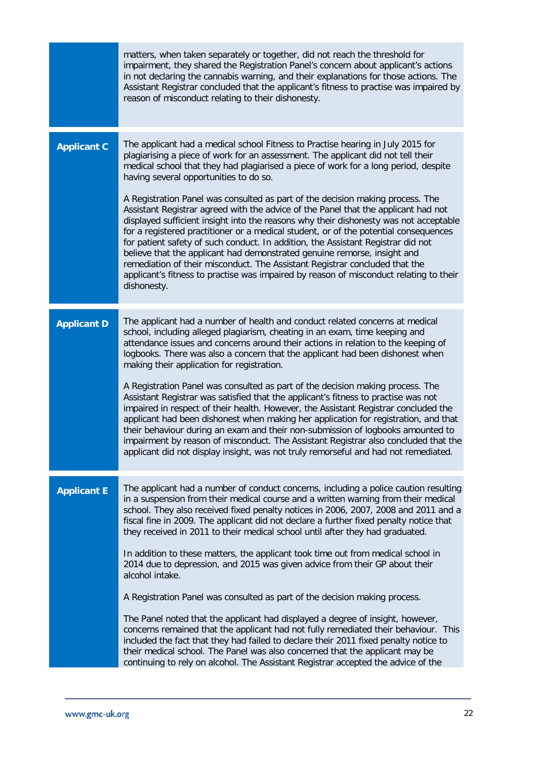| | |
|---|---|
| | matters, when taken separately or together, did not reach the threshold for impairment, they shared the Registration Panel's concern about applicant's actions in not declaring the cannabis warning, and their explanations for those actions. The Assistant Registrar concluded that the applicant's fitness to practise was impaired by reason of misconduct relating to their dishonesty. |
| **Applicant C** | The applicant had a medical school Fitness to Practise hearing in July 2015 for plagiarising a piece of work for an assessment. The applicant did not tell their medical school that they had plagiarised a piece of work for a long period, despite having several opportunities to do so.<br><br>A Registration Panel was consulted as part of the decision making process. The Assistant Registrar agreed with the advice of the Panel that the applicant had not displayed sufficient insight into the reasons why their dishonesty was not acceptable for a registered practitioner or a medical student, or of the potential consequences for patient safety of such conduct. In addition, the Assistant Registrar did not believe that the applicant had demonstrated genuine remorse, insight and remediation of their misconduct. The Assistant Registrar concluded that the applicant's fitness to practise was impaired by reason of misconduct relating to their dishonesty. |
| **Applicant D** | The applicant had a number of health and conduct related concerns at medical school, including alleged plagiarism, cheating in an exam, time keeping and attendance issues and concerns around their actions in relation to the keeping of logbooks. There was also a concern that the applicant had been dishonest when making their application for registration.<br><br>A Registration Panel was consulted as part of the decision making process. The Assistant Registrar was satisfied that the applicant's fitness to practise was not impaired in respect of their health. However, the Assistant Registrar concluded the applicant had been dishonest when making her application for registration, and that their behaviour during an exam and their non-submission of logbooks amounted to impairment by reason of misconduct. The Assistant Registrar also concluded that the applicant did not display insight, was not truly remorseful and had not remediated. |
| **Applicant E** | The applicant had a number of conduct concerns, including a police caution resulting in a suspension from their medical course and a written warning from their medical school. They also received fixed penalty notices in 2006, 2007, 2008 and 2011 and a fiscal fine in 2009. The applicant did not declare a further fixed penalty notice that they received in 2011 to their medical school until after they had graduated.<br><br>In addition to these matters, the applicant took time out from medical school in 2014 due to depression, and 2015 was given advice from their GP about their alcohol intake.<br><br>A Registration Panel was consulted as part of the decision making process.<br><br>The Panel noted that the applicant had displayed a degree of insight, however, concerns remained that the applicant had not fully remediated their behaviour. This included the fact that they had failed to declare their 2011 fixed penalty notice to their medical school. The Panel was also concerned that the applicant may be continuing to rely on alcohol. The Assistant Registrar accepted the advice of the |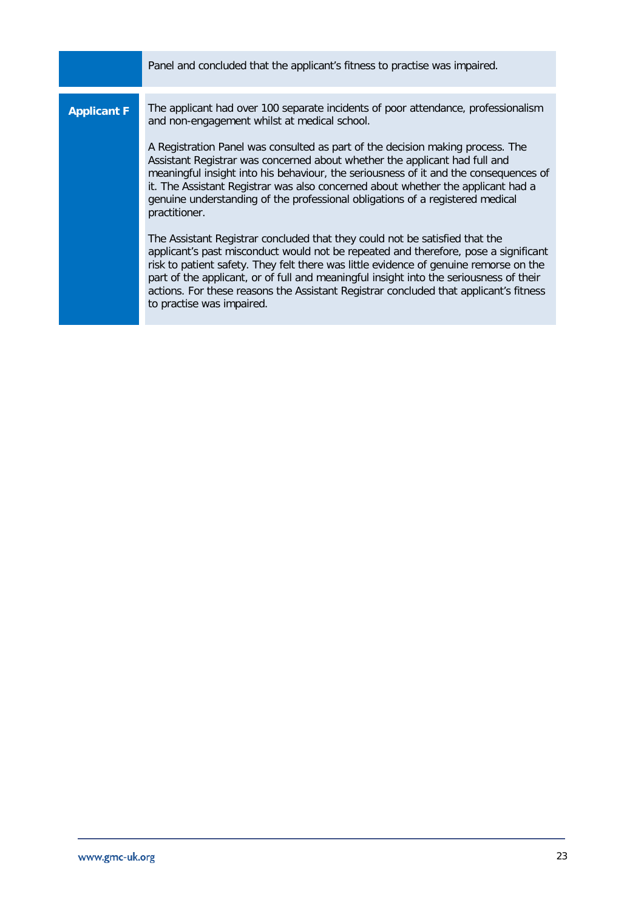| | |
|---|---|
| | Panel and concluded that the applicant's fitness to practise was impaired. |
| **Applicant F** | The applicant had over 100 separate incidents of poor attendance, professionalism and non-engagement whilst at medical school.<br><br>A Registration Panel was consulted as part of the decision making process. The Assistant Registrar was concerned about whether the applicant had full and meaningful insight into his behaviour, the seriousness of it and the consequences of it. The Assistant Registrar was also concerned about whether the applicant had a genuine understanding of the professional obligations of a registered medical practitioner.<br><br>The Assistant Registrar concluded that they could not be satisfied that the applicant's past misconduct would not be repeated and therefore, pose a significant risk to patient safety. They felt there was little evidence of genuine remorse on the part of the applicant, or of full and meaningful insight into the seriousness of their actions. For these reasons the Assistant Registrar concluded that applicant's fitness to practise was impaired. |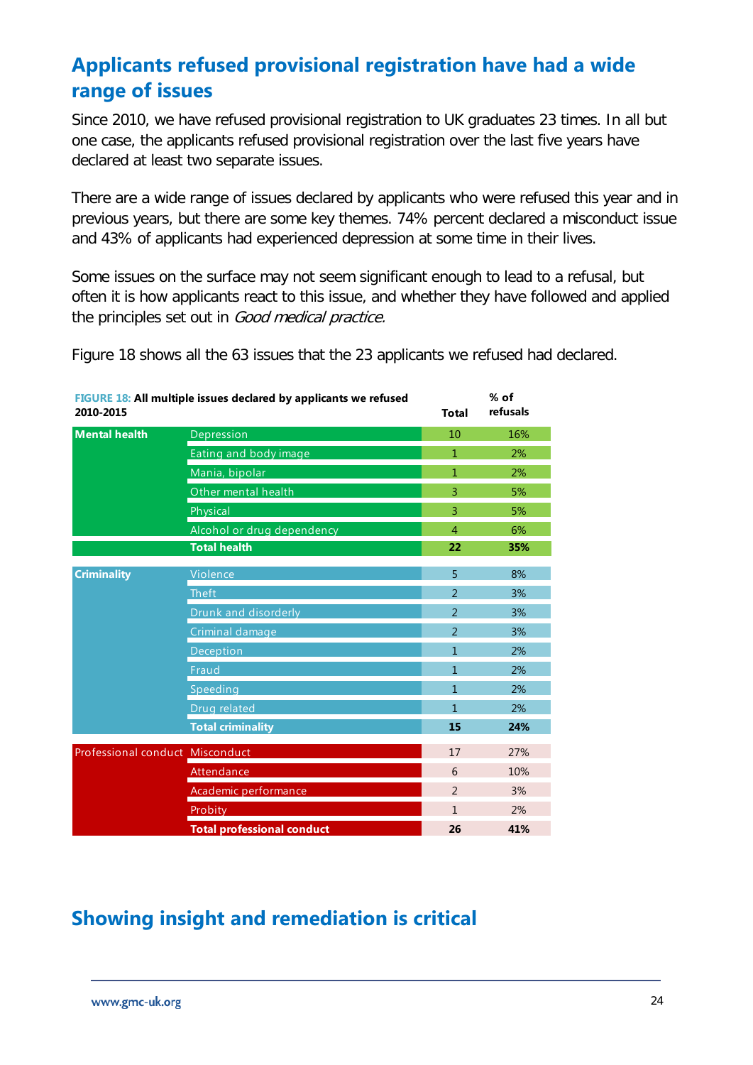## Applicants refused provisional registration have had a wide range of issues

Since 2010, we have refused provisional registration to UK graduates 23 times. In all but one case, the applicants refused provisional registration over the last five years have declared at least two separate issues.

There are a wide range of issues declared by applicants who were refused this year and in previous years, but there are some key themes. 74% percent declared a misconduct issue and 43% of applicants had experienced depression at some time in their lives.

Some issues on the surface may not seem significant enough to lead to a refusal, but often it is how applicants react to this issue, and whether they have followed and applied the principles set out in *Good medical practice.*

Figure 18 shows all the 63 issues that the 23 applicants we refused had declared.

**FIGURE 18: All multiple issues declared by applicants we refused 2010-2015**

| | | Total | % of refusals |
|---|---|---|---|
| **Mental health** | Depression | 10 | 16% |
| | Eating and body image | 1 | 2% |
| | Mania, bipolar | 1 | 2% |
| | Other mental health | 3 | 5% |
| | Physical | 3 | 5% |
| | Alcohol or drug dependency | 4 | 6% |
| | **Total health** | **22** | **35%** |
| **Criminality** | Violence | 5 | 8% |
| | Theft | 2 | 3% |
| | Drunk and disorderly | 2 | 3% |
| | Criminal damage | 2 | 3% |
| | Deception | 1 | 2% |
| | Fraud | 1 | 2% |
| | Speeding | 1 | 2% |
| | Drug related | 1 | 2% |
| | **Total criminality** | **15** | **24%** |
| Professional conduct | Misconduct | 17 | 27% |
| | Attendance | 6 | 10% |
| | Academic performance | 2 | 3% |
| | Probity | 1 | 2% |
| | **Total professional conduct** | **26** | **41%** |

## Showing insight and remediation is critical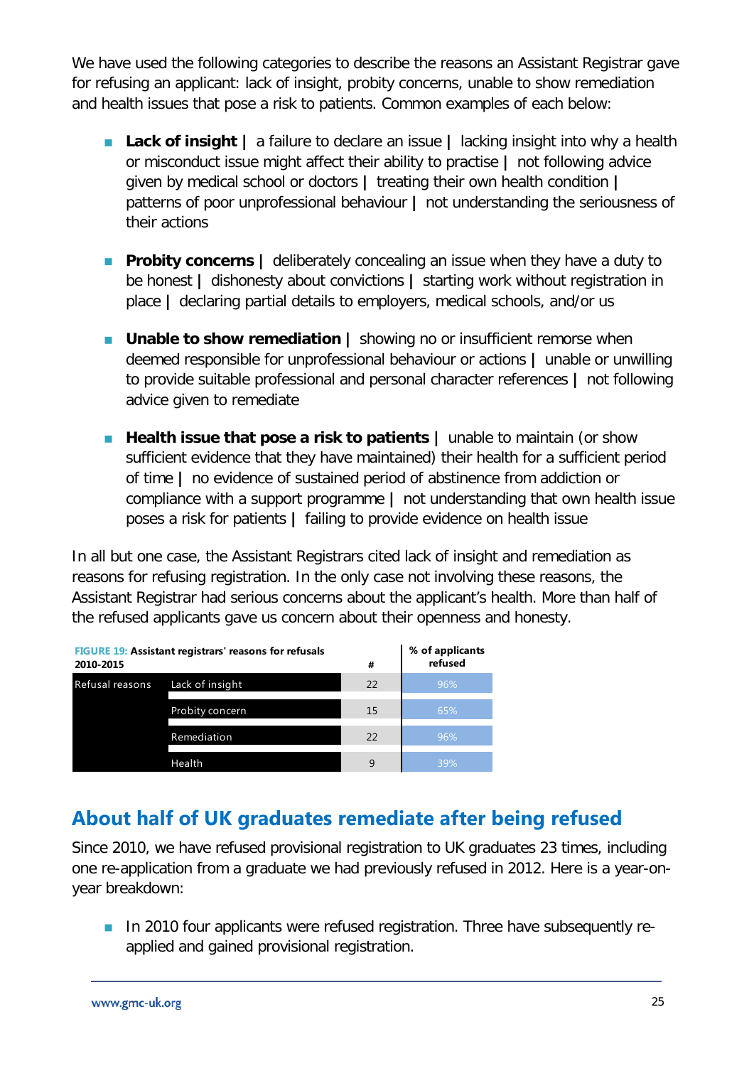We have used the following categories to describe the reasons an Assistant Registrar gave for refusing an applicant: lack of insight, probity concerns, unable to show remediation and health issues that pose a risk to patients. Common examples of each below:

- **Lack of insight |** a failure to declare an issue **|** lacking insight into why a health or misconduct issue might affect their ability to practise **|** not following advice given by medical school or doctors **|** treating their own health condition **|** patterns of poor unprofessional behaviour **|** not understanding the seriousness of their actions

- **Probity concerns |** deliberately concealing an issue when they have a duty to be honest **|** dishonesty about convictions **|** starting work without registration in place **|** declaring partial details to employers, medical schools, and/or us

- **Unable to show remediation |** showing no or insufficient remorse when deemed responsible for unprofessional behaviour or actions **|** unable or unwilling to provide suitable professional and personal character references **|** not following advice given to remediate

- **Health issue that pose a risk to patients |** unable to maintain (or show sufficient evidence that they have maintained) their health for a sufficient period of time **|** no evidence of sustained period of abstinence from addiction or compliance with a support programme **|** not understanding that own health issue poses a risk for patients **|** failing to provide evidence on health issue

In all but one case, the Assistant Registrars cited lack of insight and remediation as reasons for refusing registration. In the only case not involving these reasons, the Assistant Registrar had serious concerns about the applicant's health. More than half of the refused applicants gave us concern about their openness and honesty.

**FIGURE 19: Assistant registrars' reasons for refusals 2010-2015**

| | | # | % of applicants refused |
|---|---|---|---|
| Refusal reasons | Lack of insight | 22 | 96% |
| | Probity concern | 15 | 65% |
| | Remediation | 22 | 96% |
| | Health | 9 | 39% |

## About half of UK graduates remediate after being refused

Since 2010, we have refused provisional registration to UK graduates 23 times, including one re-application from a graduate we had previously refused in 2012. Here is a year-on-year breakdown:

- In 2010 four applicants were refused registration. Three have subsequently re-applied and gained provisional registration.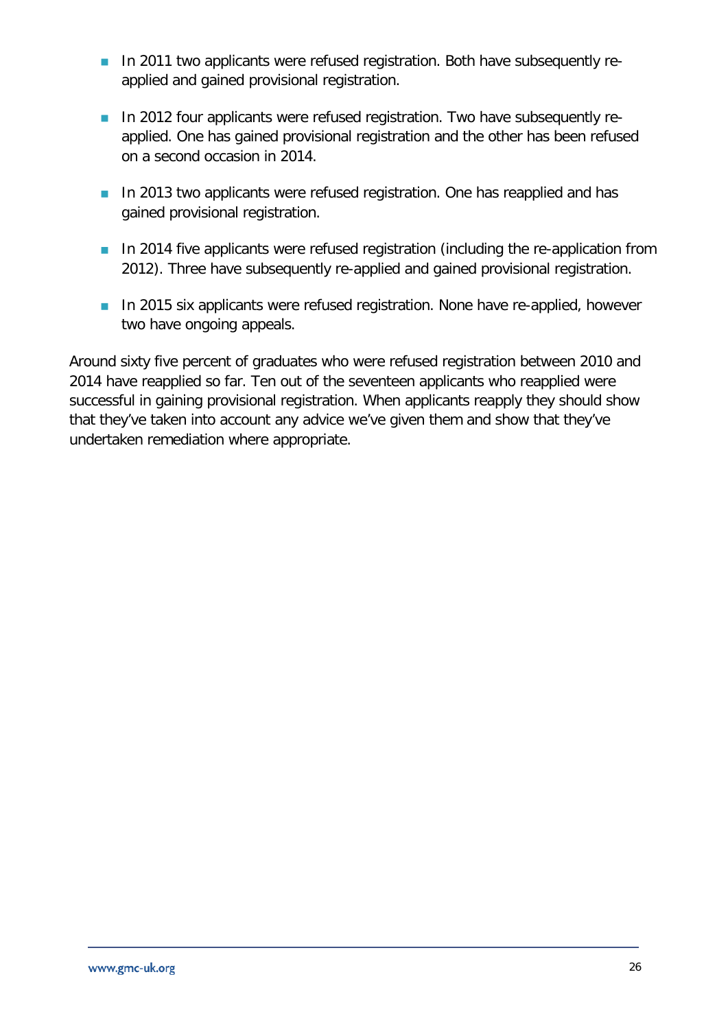- In 2011 two applicants were refused registration. Both have subsequently re-applied and gained provisional registration.

- In 2012 four applicants were refused registration. Two have subsequently re-applied. One has gained provisional registration and the other has been refused on a second occasion in 2014.

- In 2013 two applicants were refused registration. One has reapplied and has gained provisional registration.

- In 2014 five applicants were refused registration (including the re-application from 2012). Three have subsequently re-applied and gained provisional registration.

- In 2015 six applicants were refused registration. None have re-applied, however two have ongoing appeals.

Around sixty five percent of graduates who were refused registration between 2010 and 2014 have reapplied so far. Ten out of the seventeen applicants who reapplied were successful in gaining provisional registration. When applicants reapply they should show that they've taken into account any advice we've given them and show that they've undertaken remediation where appropriate.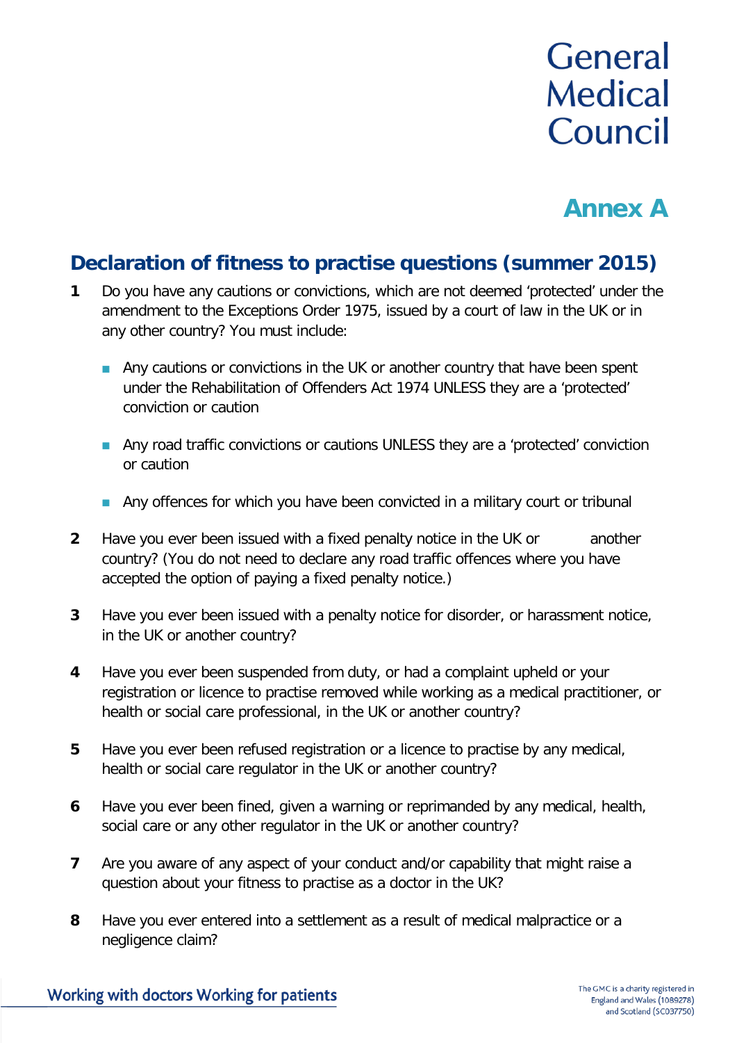# Annex A

## Declaration of fitness to practise questions (summer 2015)

1. Do you have any cautions or convictions, which are not deemed 'protected' under the amendment to the Exceptions Order 1975, issued by a court of law in the UK or in any other country? You must include:

   - Any cautions or convictions in the UK or another country that have been spent under the Rehabilitation of Offenders Act 1974 UNLESS they are a 'protected' conviction or caution
   - Any road traffic convictions or cautions UNLESS they are a 'protected' conviction or caution
   - Any offences for which you have been convicted in a military court or tribunal

2. Have you ever been issued with a fixed penalty notice in the UK or another country? (You do not need to declare any road traffic offences where you have accepted the option of paying a fixed penalty notice.)

3. Have you ever been issued with a penalty notice for disorder, or harassment notice, in the UK or another country?

4. Have you ever been suspended from duty, or had a complaint upheld or your registration or licence to practise removed while working as a medical practitioner, or health or social care professional, in the UK or another country?

5. Have you ever been refused registration or a licence to practise by any medical, health or social care regulator in the UK or another country?

6. Have you ever been fined, given a warning or reprimanded by any medical, health, social care or any other regulator in the UK or another country?

7. Are you aware of any aspect of your conduct and/or capability that might raise a question about your fitness to practise as a doctor in the UK?

8. Have you ever entered into a settlement as a result of medical malpractice or a negligence claim?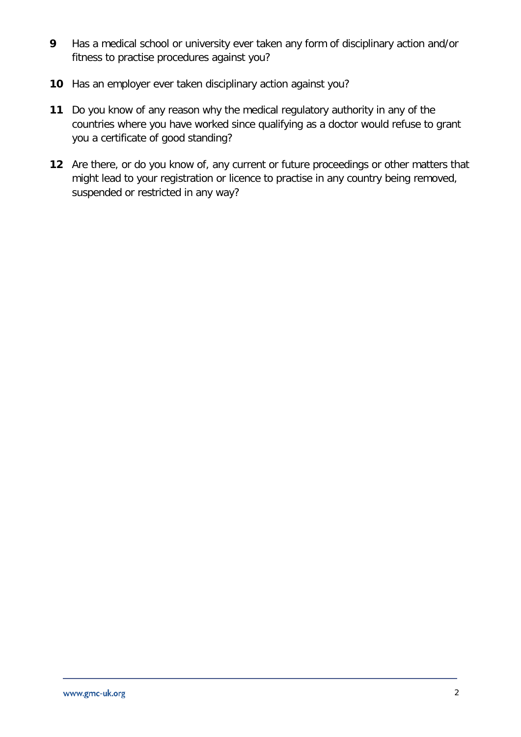9. Has a medical school or university ever taken any form of disciplinary action and/or fitness to practise procedures against you?

10. Has an employer ever taken disciplinary action against you?

11. Do you know of any reason why the medical regulatory authority in any of the countries where you have worked since qualifying as a doctor would refuse to grant you a certificate of good standing?

12. Are there, or do you know of, any current or future proceedings or other matters that might lead to your registration or licence to practise in any country being removed, suspended or restricted in any way?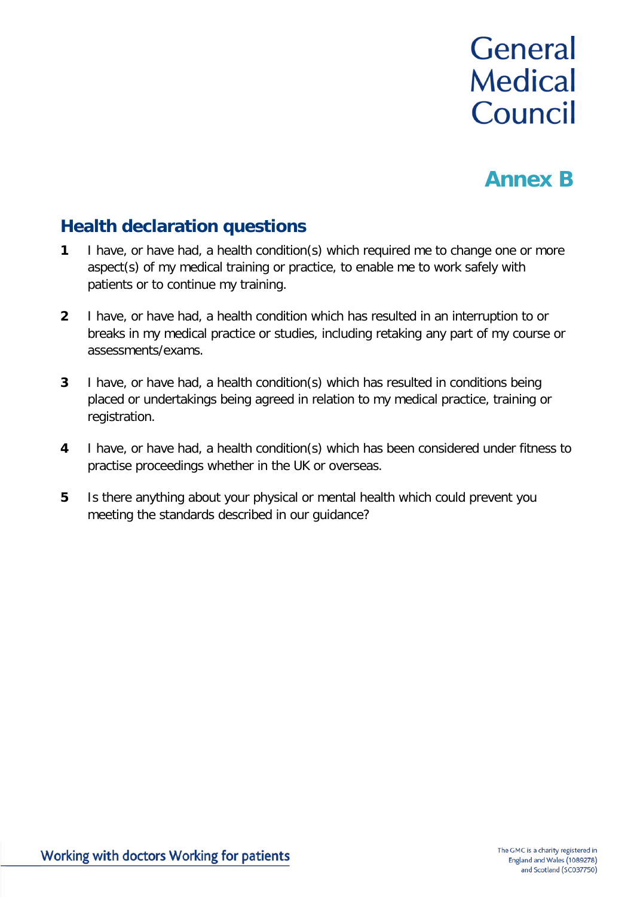# General Medical Council

## Annex B

## Health declaration questions

1. I have, or have had, a health condition(s) which required me to change one or more aspect(s) of my medical training or practice, to enable me to work safely with patients or to continue my training.

2. I have, or have had, a health condition which has resulted in an interruption to or breaks in my medical practice or studies, including retaking any part of my course or assessments/exams.

3. I have, or have had, a health condition(s) which has resulted in conditions being placed or undertakings being agreed in relation to my medical practice, training or registration.

4. I have, or have had, a health condition(s) which has been considered under fitness to practise proceedings whether in the UK or overseas.

5. Is there anything about your physical or mental health which could prevent you meeting the standards described in our guidance?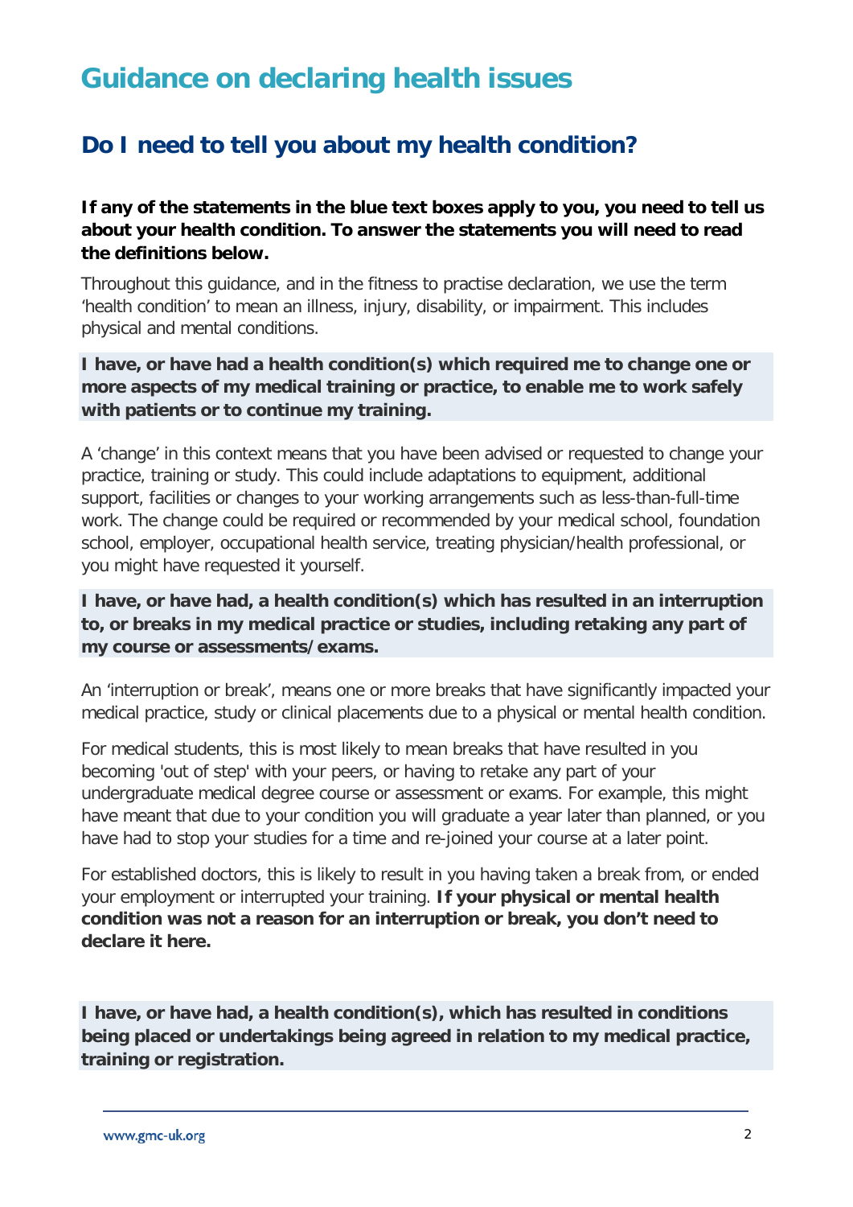# Guidance on declaring health issues

## Do I need to tell you about my health condition?

**If any of the statements in the blue text boxes apply to you, you need to tell us about your health condition. To answer the statements you will need to read the definitions below.**

Throughout this guidance, and in the fitness to practise declaration, we use the term 'health condition' to mean an illness, injury, disability, or impairment. This includes physical and mental conditions.

**I have, or have had a health condition(s) which required me to change one or more aspects of my medical training or practice, to enable me to work safely with patients or to continue my training.**

A 'change' in this context means that you have been advised or requested to change your practice, training or study. This could include adaptations to equipment, additional support, facilities or changes to your working arrangements such as less-than-full-time work. The change could be required or recommended by your medical school, foundation school, employer, occupational health service, treating physician/health professional, or you might have requested it yourself.

**I have, or have had, a health condition(s) which has resulted in an interruption to, or breaks in my medical practice or studies, including retaking any part of my course or assessments/exams.**

An 'interruption or break', means one or more breaks that have significantly impacted your medical practice, study or clinical placements due to a physical or mental health condition.

For medical students, this is most likely to mean breaks that have resulted in you becoming 'out of step' with your peers, or having to retake any part of your undergraduate medical degree course or assessment or exams. For example, this might have meant that due to your condition you will graduate a year later than planned, or you have had to stop your studies for a time and re-joined your course at a later point.

For established doctors, this is likely to result in you having taken a break from, or ended your employment or interrupted your training. **If your physical or mental health condition was not a reason for an interruption or break, you don't need to declare it here.**

**I have, or have had, a health condition(s), which has resulted in conditions being placed or undertakings being agreed in relation to my medical practice, training or registration.**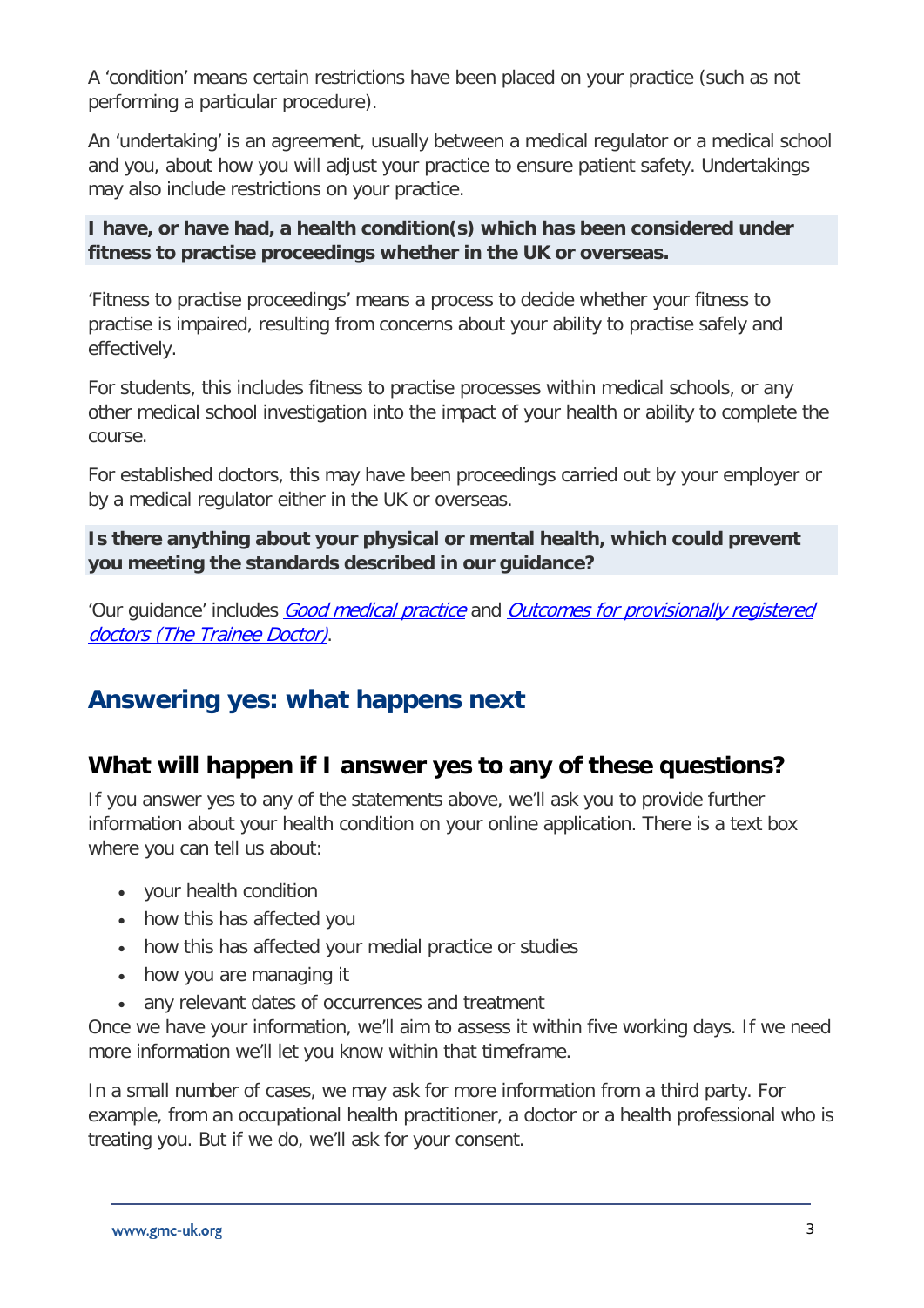A 'condition' means certain restrictions have been placed on your practice (such as not performing a particular procedure).

An 'undertaking' is an agreement, usually between a medical regulator or a medical school and you, about how you will adjust your practice to ensure patient safety. Undertakings may also include restrictions on your practice.

**I have, or have had, a health condition(s) which has been considered under fitness to practise proceedings whether in the UK or overseas.**

'Fitness to practise proceedings' means a process to decide whether your fitness to practise is impaired, resulting from concerns about your ability to practise safely and effectively.

For students, this includes fitness to practise processes within medical schools, or any other medical school investigation into the impact of your health or ability to complete the course.

For established doctors, this may have been proceedings carried out by your employer or by a medical regulator either in the UK or overseas.

**Is there anything about your physical or mental health, which could prevent you meeting the standards described in our guidance?**

'Our guidance' includes *Good medical practice* and *Outcomes for provisionally registered doctors (The Trainee Doctor)*.

## Answering yes: what happens next

### What will happen if I answer yes to any of these questions?

If you answer yes to any of the statements above, we'll ask you to provide further information about your health condition on your online application. There is a text box where you can tell us about:

- your health condition
- how this has affected you
- how this has affected your medial practice or studies
- how you are managing it
- any relevant dates of occurrences and treatment

Once we have your information, we'll aim to assess it within five working days. If we need more information we'll let you know within that timeframe.

In a small number of cases, we may ask for more information from a third party. For example, from an occupational health practitioner, a doctor or a health professional who is treating you. But if we do, we'll ask for your consent.